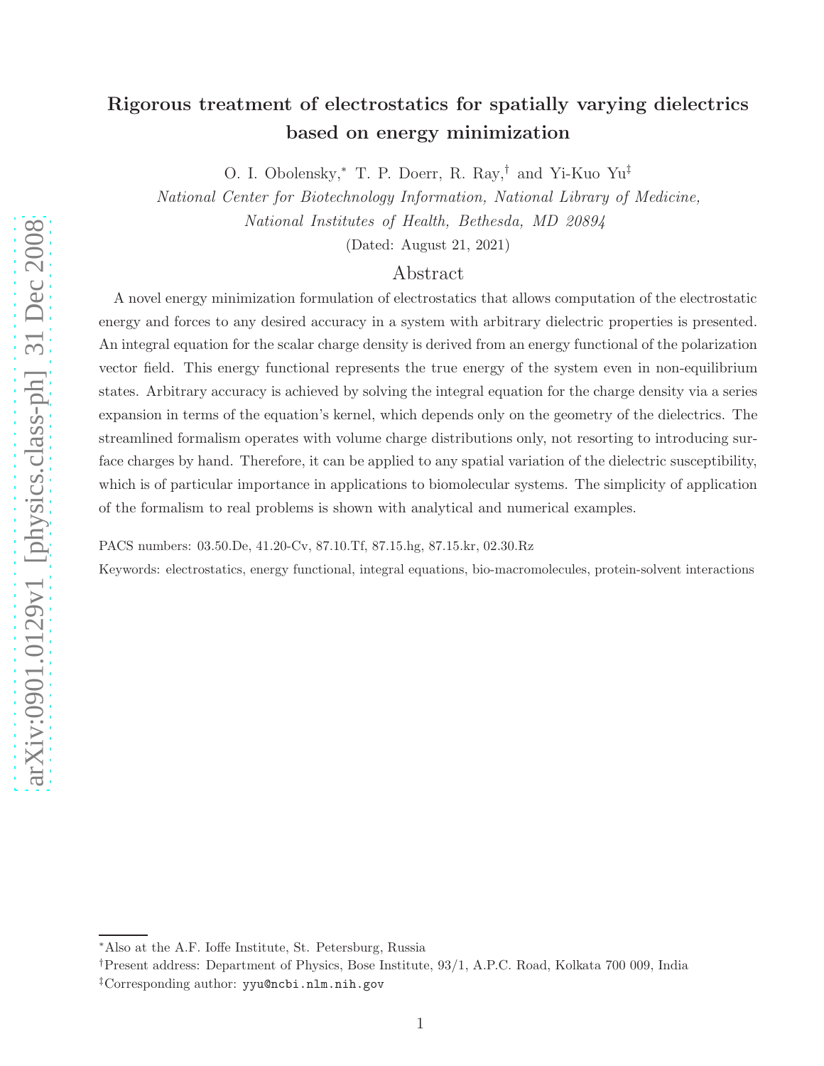# Rigorous treatment of electrostatics for spatially varying dielectrics based on energy minimization

O. I. Obolensky,[*] T. P. Doerr, R. Ray,[†] and Yi-Kuo Yu[‡]

*National Center for Biotechnology Information, National Library of Medicine, National Institutes of Health, Bethesda, MD 20894*

(Dated: August 21, 2021)

## Abstract

A novel energy minimization formulation of electrostatics that allows computation of the electrostatic energy and forces to any desired accuracy in a system with arbitrary dielectric properties is presented. An integral equation for the scalar charge density is derived from an energy functional of the polarization vector field. This energy functional represents the true energy of the system even in non-equilibrium states. Arbitrary accuracy is achieved by solving the integral equation for the charge density via a series expansion in terms of the equation's kernel, which depends only on the geometry of the dielectrics. The streamlined formalism operates with volume charge distributions only, not resorting to introducing surface charges by hand. Therefore, it can be applied to any spatial variation of the dielectric susceptibility, which is of particular importance in applications to biomolecular systems. The simplicity of application of the formalism to real problems is shown with analytical and numerical examples.

PACS numbers: 03.50.De, 41.20-Cv, 87.10.Tf, 87.15.hg, 87.15.kr, 02.30.Rz

Keywords: electrostatics, energy functional, integral equations, bio-macromolecules, protein-solvent interactions

---

[*] Also at the A.F. Ioffe Institute, St. Petersburg, Russia

[†] Present address: Department of Physics, Bose Institute, 93/1, A.P.C. Road, Kolkata 700 009, India

[‡] Corresponding author: yyu@ncbi.nlm.nih.gov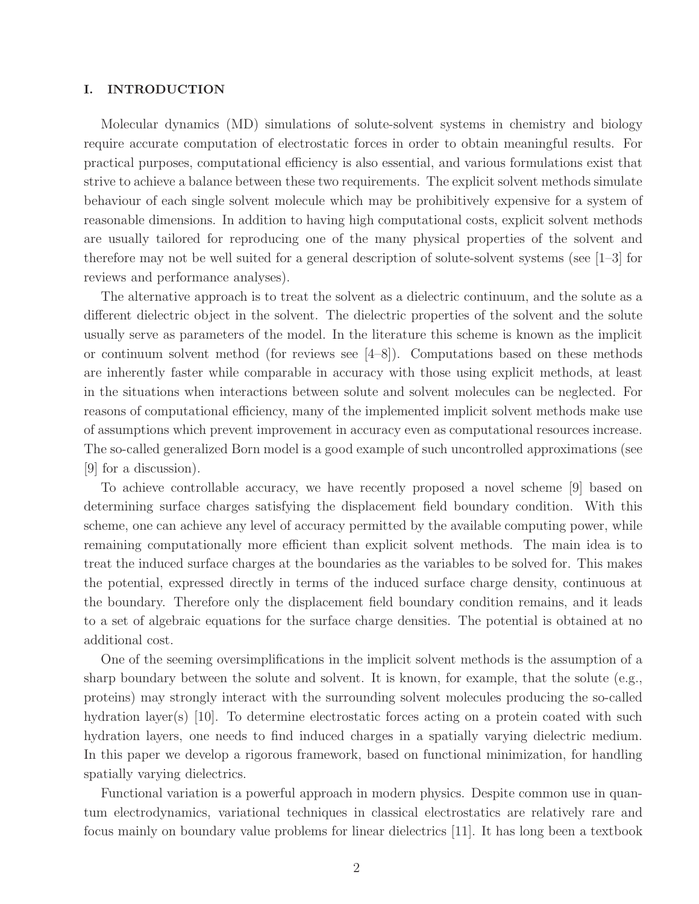## I. INTRODUCTION

Molecular dynamics (MD) simulations of solute-solvent systems in chemistry and biology require accurate computation of electrostatic forces in order to obtain meaningful results. For practical purposes, computational efficiency is also essential, and various formulations exist that strive to achieve a balance between these two requirements. The explicit solvent methods simulate behaviour of each single solvent molecule which may be prohibitively expensive for a system of reasonable dimensions. In addition to having high computational costs, explicit solvent methods are usually tailored for reproducing one of the many physical properties of the solvent and therefore may not be well suited for a general description of solute-solvent systems (see [1–3] for reviews and performance analyses).

The alternative approach is to treat the solvent as a dielectric continuum, and the solute as a different dielectric object in the solvent. The dielectric properties of the solvent and the solute usually serve as parameters of the model. In the literature this scheme is known as the implicit or continuum solvent method (for reviews see [4–8]). Computations based on these methods are inherently faster while comparable in accuracy with those using explicit methods, at least in the situations when interactions between solute and solvent molecules can be neglected. For reasons of computational efficiency, many of the implemented implicit solvent methods make use of assumptions which prevent improvement in accuracy even as computational resources increase. The so-called generalized Born model is a good example of such uncontrolled approximations (see [9] for a discussion).

To achieve controllable accuracy, we have recently proposed a novel scheme [9] based on determining surface charges satisfying the displacement field boundary condition. With this scheme, one can achieve any level of accuracy permitted by the available computing power, while remaining computationally more efficient than explicit solvent methods. The main idea is to treat the induced surface charges at the boundaries as the variables to be solved for. This makes the potential, expressed directly in terms of the induced surface charge density, continuous at the boundary. Therefore only the displacement field boundary condition remains, and it leads to a set of algebraic equations for the surface charge densities. The potential is obtained at no additional cost.

One of the seeming oversimplifications in the implicit solvent methods is the assumption of a sharp boundary between the solute and solvent. It is known, for example, that the solute (e.g., proteins) may strongly interact with the surrounding solvent molecules producing the so-called hydration layer(s) [10]. To determine electrostatic forces acting on a protein coated with such hydration layers, one needs to find induced charges in a spatially varying dielectric medium. In this paper we develop a rigorous framework, based on functional minimization, for handling spatially varying dielectrics.

Functional variation is a powerful approach in modern physics. Despite common use in quantum electrodynamics, variational techniques in classical electrostatics are relatively rare and focus mainly on boundary value problems for linear dielectrics [11]. It has long been a textbook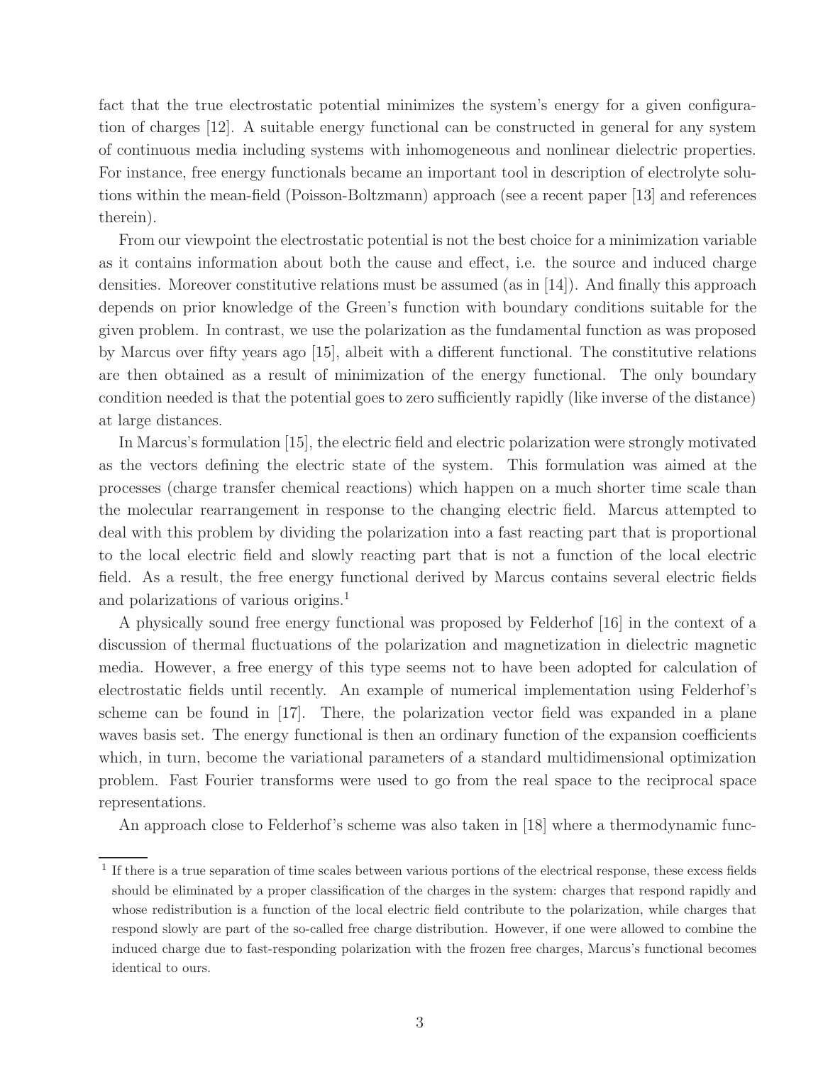fact that the true electrostatic potential minimizes the system's energy for a given configuration of charges [12]. A suitable energy functional can be constructed in general for any system of continuous media including systems with inhomogeneous and nonlinear dielectric properties. For instance, free energy functionals became an important tool in description of electrolyte solutions within the mean-field (Poisson-Boltzmann) approach (see a recent paper [13] and references therein).

From our viewpoint the electrostatic potential is not the best choice for a minimization variable as it contains information about both the cause and effect, i.e. the source and induced charge densities. Moreover constitutive relations must be assumed (as in [14]). And finally this approach depends on prior knowledge of the Green's function with boundary conditions suitable for the given problem. In contrast, we use the polarization as the fundamental function as was proposed by Marcus over fifty years ago [15], albeit with a different functional. The constitutive relations are then obtained as a result of minimization of the energy functional. The only boundary condition needed is that the potential goes to zero sufficiently rapidly (like inverse of the distance) at large distances.

In Marcus's formulation [15], the electric field and electric polarization were strongly motivated as the vectors defining the electric state of the system. This formulation was aimed at the processes (charge transfer chemical reactions) which happen on a much shorter time scale than the molecular rearrangement in response to the changing electric field. Marcus attempted to deal with this problem by dividing the polarization into a fast reacting part that is proportional to the local electric field and slowly reacting part that is not a function of the local electric field. As a result, the free energy functional derived by Marcus contains several electric fields and polarizations of various origins.[1]

A physically sound free energy functional was proposed by Felderhof [16] in the context of a discussion of thermal fluctuations of the polarization and magnetization in dielectric magnetic media. However, a free energy of this type seems not to have been adopted for calculation of electrostatic fields until recently. An example of numerical implementation using Felderhof's scheme can be found in [17]. There, the polarization vector field was expanded in a plane waves basis set. The energy functional is then an ordinary function of the expansion coefficients which, in turn, become the variational parameters of a standard multidimensional optimization problem. Fast Fourier transforms were used to go from the real space to the reciprocal space representations.

An approach close to Felderhof's scheme was also taken in [18] where a thermodynamic func-

[1] If there is a true separation of time scales between various portions of the electrical response, these excess fields should be eliminated by a proper classification of the charges in the system: charges that respond rapidly and whose redistribution is a function of the local electric field contribute to the polarization, while charges that respond slowly are part of the so-called free charge distribution. However, if one were allowed to combine the induced charge due to fast-responding polarization with the frozen free charges, Marcus's functional becomes identical to ours.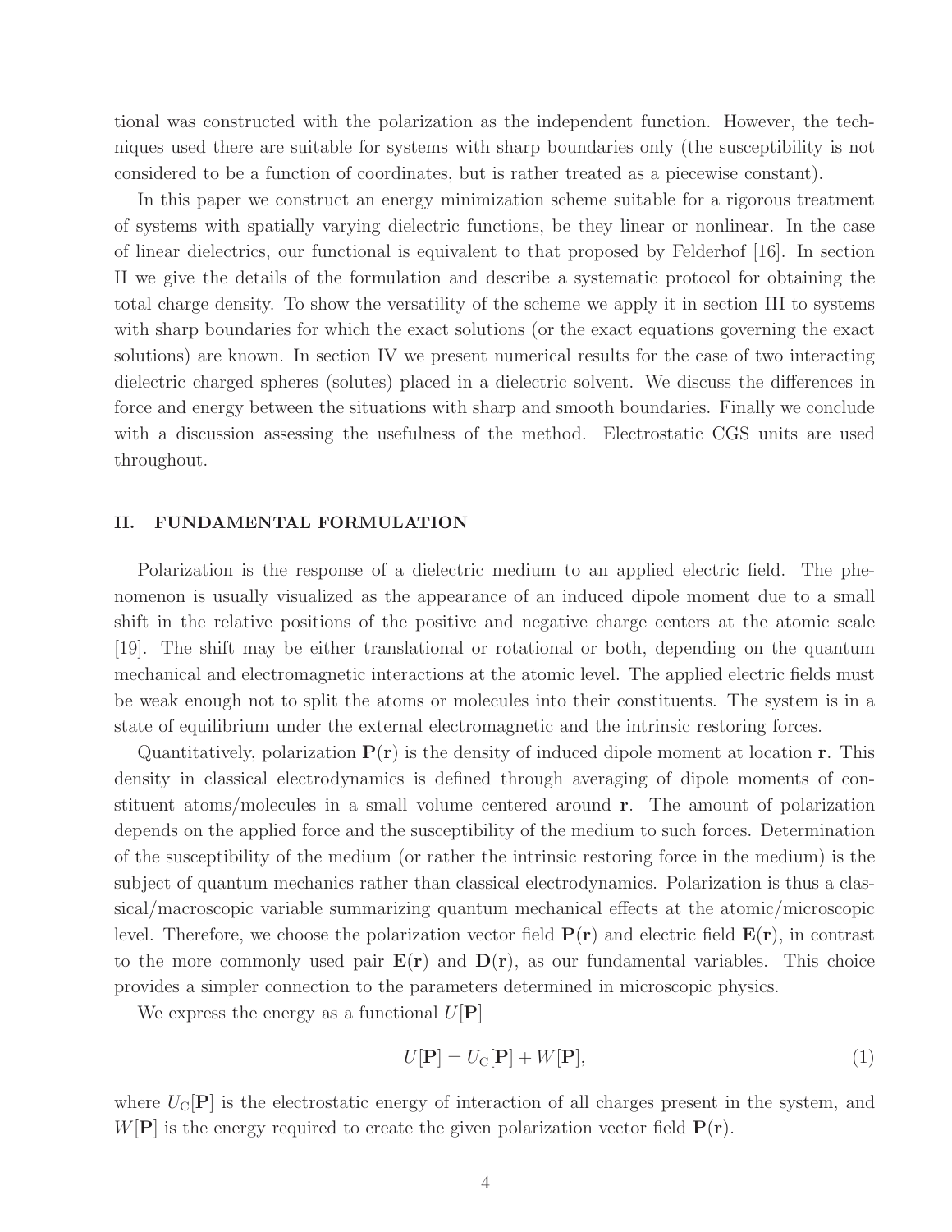tional was constructed with the polarization as the independent function. However, the techniques used there are suitable for systems with sharp boundaries only (the susceptibility is not considered to be a function of coordinates, but is rather treated as a piecewise constant).

In this paper we construct an energy minimization scheme suitable for a rigorous treatment of systems with spatially varying dielectric functions, be they linear or nonlinear. In the case of linear dielectrics, our functional is equivalent to that proposed by Felderhof [16]. In section II we give the details of the formulation and describe a systematic protocol for obtaining the total charge density. To show the versatility of the scheme we apply it in section III to systems with sharp boundaries for which the exact solutions (or the exact equations governing the exact solutions) are known. In section IV we present numerical results for the case of two interacting dielectric charged spheres (solutes) placed in a dielectric solvent. We discuss the differences in force and energy between the situations with sharp and smooth boundaries. Finally we conclude with a discussion assessing the usefulness of the method. Electrostatic CGS units are used throughout.

## II. FUNDAMENTAL FORMULATION

Polarization is the response of a dielectric medium to an applied electric field. The phenomenon is usually visualized as the appearance of an induced dipole moment due to a small shift in the relative positions of the positive and negative charge centers at the atomic scale [19]. The shift may be either translational or rotational or both, depending on the quantum mechanical and electromagnetic interactions at the atomic level. The applied electric fields must be weak enough not to split the atoms or molecules into their constituents. The system is in a state of equilibrium under the external electromagnetic and the intrinsic restoring forces.

Quantitatively, polarization $\mathbf{P}(\mathbf{r})$ is the density of induced dipole moment at location $\mathbf{r}$. This density in classical electrodynamics is defined through averaging of dipole moments of constituent atoms/molecules in a small volume centered around $\mathbf{r}$. The amount of polarization depends on the applied force and the susceptibility of the medium to such forces. Determination of the susceptibility of the medium (or rather the intrinsic restoring force in the medium) is the subject of quantum mechanics rather than classical electrodynamics. Polarization is thus a classical/macroscopic variable summarizing quantum mechanical effects at the atomic/microscopic level. Therefore, we choose the polarization vector field $\mathbf{P}(\mathbf{r})$ and electric field $\mathbf{E}(\mathbf{r})$, in contrast to the more commonly used pair $\mathbf{E}(\mathbf{r})$ and $\mathbf{D}(\mathbf{r})$, as our fundamental variables. This choice provides a simpler connection to the parameters determined in microscopic physics.

We express the energy as a functional $U[\mathbf{P}]$

$$U[\mathbf{P}] = U_{\mathrm{C}}[\mathbf{P}] + W[\mathbf{P}], \tag{1}$$

where $U_{\mathrm{C}}[\mathbf{P}]$ is the electrostatic energy of interaction of all charges present in the system, and $W[\mathbf{P}]$ is the energy required to create the given polarization vector field $\mathbf{P}(\mathbf{r})$.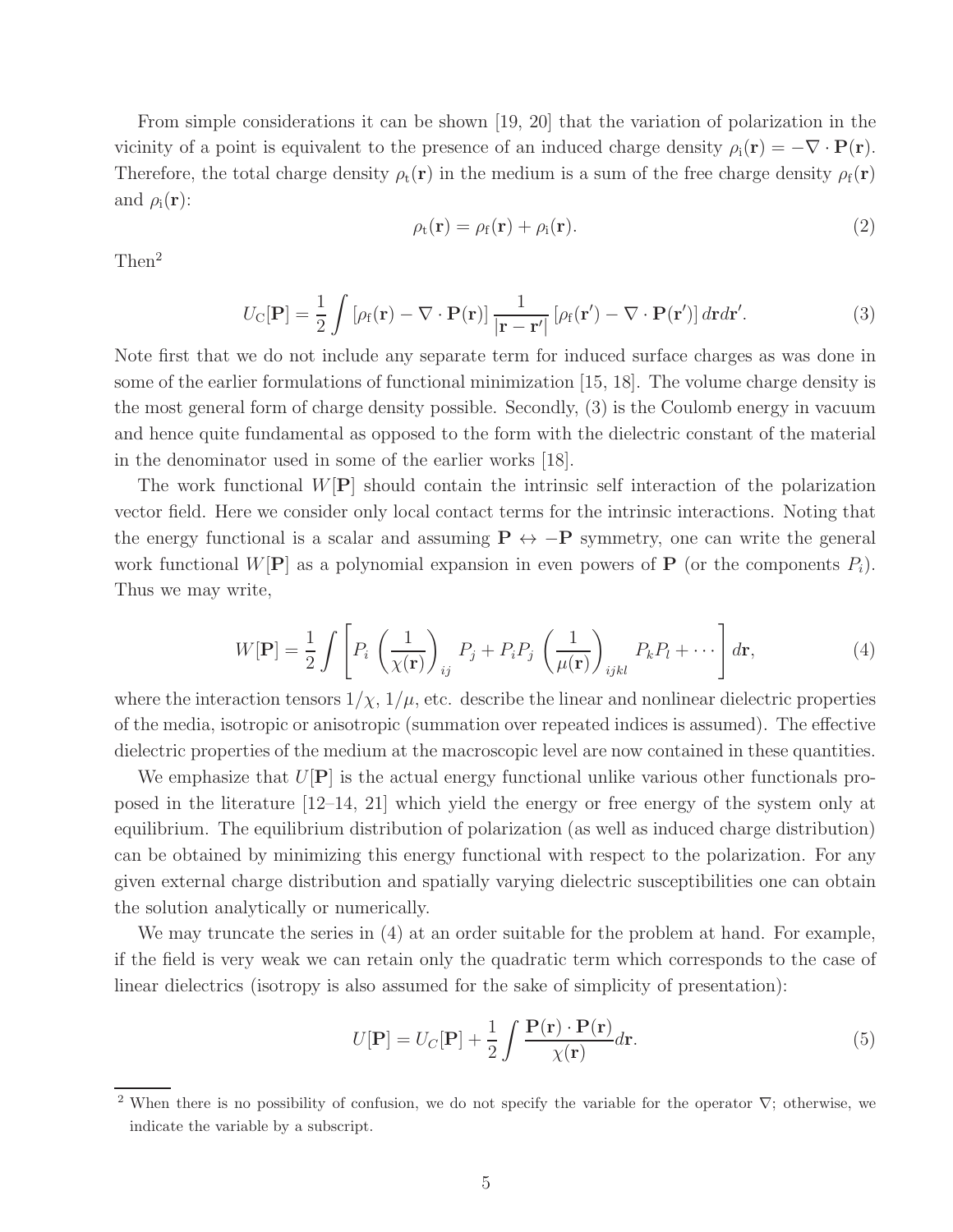From simple considerations it can be shown [19, 20] that the variation of polarization in the vicinity of a point is equivalent to the presence of an induced charge density $\rho_{\rm i}(\mathbf{r}) = -\nabla \cdot \mathbf{P}(\mathbf{r})$. Therefore, the total charge density $\rho_{\rm t}(\mathbf{r})$ in the medium is a sum of the free charge density $\rho_{\rm f}(\mathbf{r})$ and $\rho_{\rm i}(\mathbf{r})$:

$$
\rho_{\rm t}(\mathbf{r}) = \rho_{\rm f}(\mathbf{r}) + \rho_{\rm i}(\mathbf{r}). \tag{2}
$$

Then[2]

$$
U_{\rm C}[\mathbf{P}] = \frac{1}{2} \int \left[\rho_{\rm f}(\mathbf{r}) - \nabla \cdot \mathbf{P}(\mathbf{r})\right] \frac{1}{|\mathbf{r} - \mathbf{r}'|} \left[\rho_{\rm f}(\mathbf{r}') - \nabla \cdot \mathbf{P}(\mathbf{r}')\right] d\mathbf{r} d\mathbf{r}'. \tag{3}
$$

Note first that we do not include any separate term for induced surface charges as was done in some of the earlier formulations of functional minimization [15, 18]. The volume charge density is the most general form of charge density possible. Secondly, (3) is the Coulomb energy in vacuum and hence quite fundamental as opposed to the form with the dielectric constant of the material in the denominator used in some of the earlier works [18].

The work functional $W[\mathbf{P}]$ should contain the intrinsic self interaction of the polarization vector field. Here we consider only local contact terms for the intrinsic interactions. Noting that the energy functional is a scalar and assuming $\mathbf{P} \leftrightarrow -\mathbf{P}$ symmetry, one can write the general work functional $W[\mathbf{P}]$ as a polynomial expansion in even powers of $\mathbf{P}$ (or the components $P_i$). Thus we may write,

$$
W[\mathbf{P}] = \frac{1}{2} \int \left[ P_i \left(\frac{1}{\chi(\mathbf{r})}\right)_{ij} P_j + P_i P_j \left(\frac{1}{\mu(\mathbf{r})}\right)_{ijkl} P_k P_l + \cdots \right] d\mathbf{r}, \tag{4}
$$

where the interaction tensors $1/\chi$, $1/\mu$, etc. describe the linear and nonlinear dielectric properties of the media, isotropic or anisotropic (summation over repeated indices is assumed). The effective dielectric properties of the medium at the macroscopic level are now contained in these quantities.

We emphasize that $U[\mathbf{P}]$ is the actual energy functional unlike various other functionals proposed in the literature [12–14, 21] which yield the energy or free energy of the system only at equilibrium. The equilibrium distribution of polarization (as well as induced charge distribution) can be obtained by minimizing this energy functional with respect to the polarization. For any given external charge distribution and spatially varying dielectric susceptibilities one can obtain the solution analytically or numerically.

We may truncate the series in (4) at an order suitable for the problem at hand. For example, if the field is very weak we can retain only the quadratic term which corresponds to the case of linear dielectrics (isotropy is also assumed for the sake of simplicity of presentation):

$$
U[\mathbf{P}] = U_C[\mathbf{P}] + \frac{1}{2} \int \frac{\mathbf{P}(\mathbf{r}) \cdot \mathbf{P}(\mathbf{r})}{\chi(\mathbf{r})} d\mathbf{r}. \tag{5}
$$

[2] When there is no possibility of confusion, we do not specify the variable for the operator $\nabla$; otherwise, we indicate the variable by a subscript.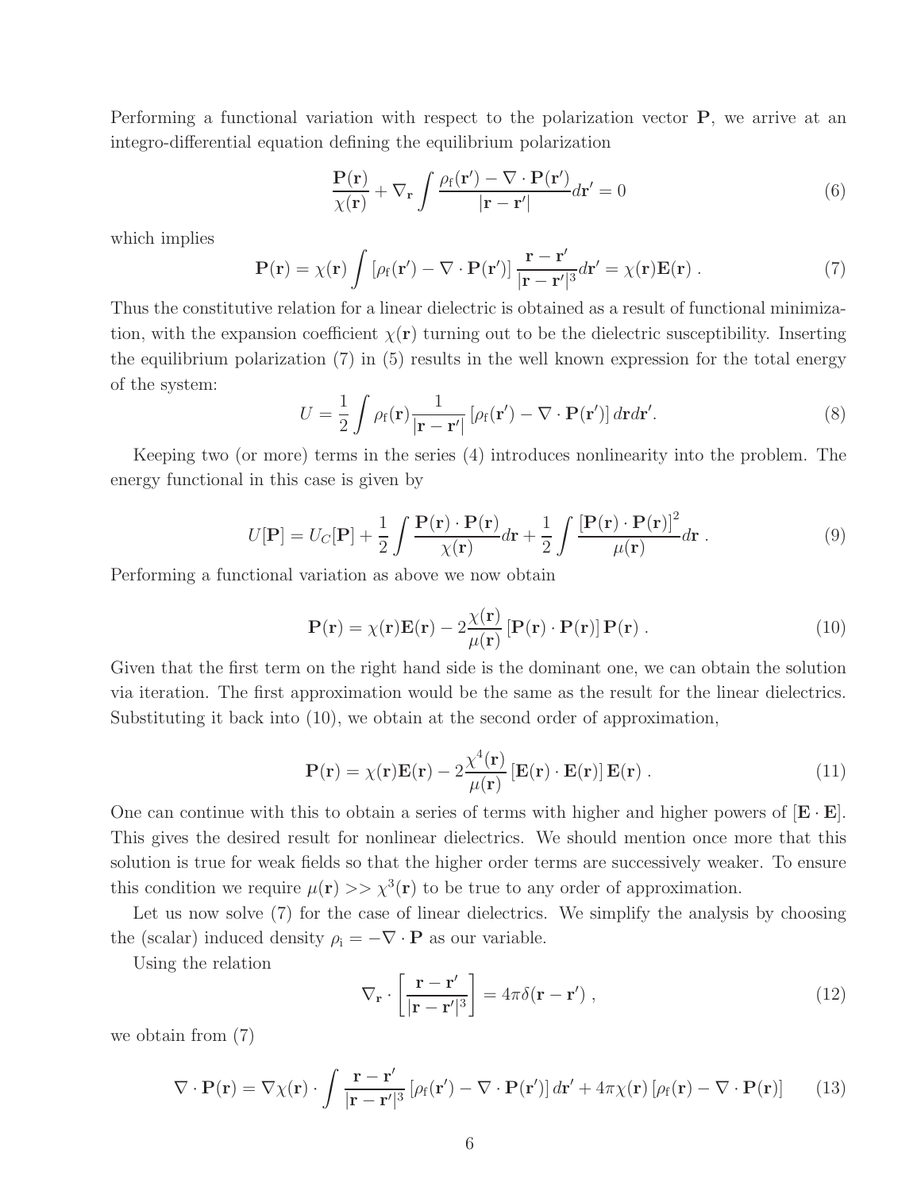Performing a functional variation with respect to the polarization vector $\mathbf{P}$, we arrive at an integro-differential equation defining the equilibrium polarization

$$\frac{\mathbf{P}(\mathbf{r})}{\chi(\mathbf{r})} + \nabla_{\mathbf{r}} \int \frac{\rho_{\mathrm{f}}(\mathbf{r}') - \nabla \cdot \mathbf{P}(\mathbf{r}')}{|\mathbf{r} - \mathbf{r}'|} d\mathbf{r}' = 0 \tag{6}$$

which implies

$$\mathbf{P}(\mathbf{r}) = \chi(\mathbf{r}) \int \left[\rho_{\mathrm{f}}(\mathbf{r}') - \nabla \cdot \mathbf{P}(\mathbf{r}')\right] \frac{\mathbf{r} - \mathbf{r}'}{|\mathbf{r} - \mathbf{r}'|^3} d\mathbf{r}' = \chi(\mathbf{r}) \mathbf{E}(\mathbf{r}) \ . \tag{7}$$

Thus the constitutive relation for a linear dielectric is obtained as a result of functional minimization, with the expansion coefficient $\chi(\mathbf{r})$ turning out to be the dielectric susceptibility. Inserting the equilibrium polarization (7) in (5) results in the well known expression for the total energy of the system:

$$U = \frac{1}{2} \int \rho_{\mathrm{f}}(\mathbf{r}) \frac{1}{|\mathbf{r} - \mathbf{r}'|} \left[\rho_{\mathrm{f}}(\mathbf{r}') - \nabla \cdot \mathbf{P}(\mathbf{r}')\right] d\mathbf{r} d\mathbf{r}'. \tag{8}$$

Keeping two (or more) terms in the series (4) introduces nonlinearity into the problem. The energy functional in this case is given by

$$U[\mathbf{P}] = U_C[\mathbf{P}] + \frac{1}{2} \int \frac{\mathbf{P}(\mathbf{r}) \cdot \mathbf{P}(\mathbf{r})}{\chi(\mathbf{r})} d\mathbf{r} + \frac{1}{2} \int \frac{\left[\mathbf{P}(\mathbf{r}) \cdot \mathbf{P}(\mathbf{r})\right]^2}{\mu(\mathbf{r})} d\mathbf{r} \ . \tag{9}$$

Performing a functional variation as above we now obtain

$$\mathbf{P}(\mathbf{r}) = \chi(\mathbf{r}) \mathbf{E}(\mathbf{r}) - 2 \frac{\chi(\mathbf{r})}{\mu(\mathbf{r})} \left[\mathbf{P}(\mathbf{r}) \cdot \mathbf{P}(\mathbf{r})\right] \mathbf{P}(\mathbf{r}) \ . \tag{10}$$

Given that the first term on the right hand side is the dominant one, we can obtain the solution via iteration. The first approximation would be the same as the result for the linear dielectrics. Substituting it back into (10), we obtain at the second order of approximation,

$$\mathbf{P}(\mathbf{r}) = \chi(\mathbf{r}) \mathbf{E}(\mathbf{r}) - 2 \frac{\chi^4(\mathbf{r})}{\mu(\mathbf{r})} \left[\mathbf{E}(\mathbf{r}) \cdot \mathbf{E}(\mathbf{r})\right] \mathbf{E}(\mathbf{r}) \ . \tag{11}$$

One can continue with this to obtain a series of terms with higher and higher powers of $[\mathbf{E} \cdot \mathbf{E}]$. This gives the desired result for nonlinear dielectrics. We should mention once more that this solution is true for weak fields so that the higher order terms are successively weaker. To ensure this condition we require $\mu(\mathbf{r}) >> \chi^3(\mathbf{r})$ to be true to any order of approximation.

Let us now solve (7) for the case of linear dielectrics. We simplify the analysis by choosing the (scalar) induced density $\rho_{\mathrm{i}} = -\nabla \cdot \mathbf{P}$ as our variable.

Using the relation

$$\nabla_{\mathbf{r}} \cdot \left[\frac{\mathbf{r} - \mathbf{r}'}{|\mathbf{r} - \mathbf{r}'|^3}\right] = 4\pi \delta(\mathbf{r} - \mathbf{r}') \ , \tag{12}$$

we obtain from (7)

$$\nabla \cdot \mathbf{P}(\mathbf{r}) = \nabla \chi(\mathbf{r}) \cdot \int \frac{\mathbf{r} - \mathbf{r}'}{|\mathbf{r} - \mathbf{r}'|^3} \left[\rho_{\mathrm{f}}(\mathbf{r}') - \nabla \cdot \mathbf{P}(\mathbf{r}')\right] d\mathbf{r}' + 4\pi \chi(\mathbf{r}) \left[\rho_{\mathrm{f}}(\mathbf{r}) - \nabla \cdot \mathbf{P}(\mathbf{r})\right] \tag{13}$$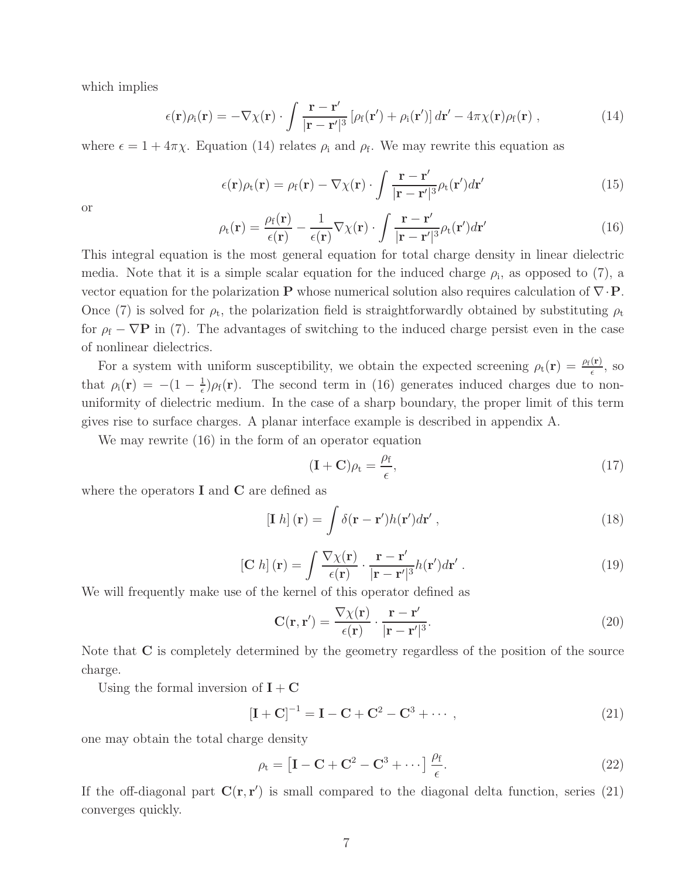which implies

$$\epsilon(\mathbf{r})\rho_{\mathrm{i}}(\mathbf{r}) = -\nabla\chi(\mathbf{r}) \cdot \int \frac{\mathbf{r}-\mathbf{r}'}{|\mathbf{r}-\mathbf{r}'|^3} \left[\rho_{\mathrm{f}}(\mathbf{r}') + \rho_{\mathrm{i}}(\mathbf{r}')\right] d\mathbf{r}' - 4\pi\chi(\mathbf{r})\rho_{\mathrm{f}}(\mathbf{r}) \; , \tag{14}$$

where $\epsilon = 1 + 4\pi\chi$. Equation (14) relates $\rho_{\mathrm{i}}$ and $\rho_{\mathrm{f}}$. We may rewrite this equation as

$$\epsilon(\mathbf{r})\rho_{\mathrm{t}}(\mathbf{r}) = \rho_{\mathrm{f}}(\mathbf{r}) - \nabla\chi(\mathbf{r}) \cdot \int \frac{\mathbf{r}-\mathbf{r}'}{|\mathbf{r}-\mathbf{r}'|^3}\rho_{\mathrm{t}}(\mathbf{r}')d\mathbf{r}' \tag{15}$$

or

$$\rho_{\mathrm{t}}(\mathbf{r}) = \frac{\rho_{\mathrm{f}}(\mathbf{r})}{\epsilon(\mathbf{r})} - \frac{1}{\epsilon(\mathbf{r})}\nabla\chi(\mathbf{r}) \cdot \int \frac{\mathbf{r}-\mathbf{r}'}{|\mathbf{r}-\mathbf{r}'|^3}\rho_{\mathrm{t}}(\mathbf{r}')d\mathbf{r}' \tag{16}$$

This integral equation is the most general equation for total charge density in linear dielectric media. Note that it is a simple scalar equation for the induced charge $\rho_{\mathrm{i}}$, as opposed to (7), a vector equation for the polarization $\mathbf{P}$ whose numerical solution also requires calculation of $\nabla \cdot \mathbf{P}$. Once (7) is solved for $\rho_{\mathrm{t}}$, the polarization field is straightforwardly obtained by substituting $\rho_{\mathrm{t}}$ for $\rho_{\mathrm{f}} - \nabla\mathbf{P}$ in (7). The advantages of switching to the induced charge persist even in the case of nonlinear dielectrics.

For a system with uniform susceptibility, we obtain the expected screening $\rho_{\mathrm{t}}(\mathbf{r}) = \frac{\rho_{\mathrm{f}}(\mathbf{r})}{\epsilon}$, so that $\rho_{\mathrm{i}}(\mathbf{r}) = -(1 - \frac{1}{\epsilon})\rho_{\mathrm{f}}(\mathbf{r})$. The second term in (16) generates induced charges due to non-uniformity of dielectric medium. In the case of a sharp boundary, the proper limit of this term gives rise to surface charges. A planar interface example is described in appendix A.

We may rewrite (16) in the form of an operator equation

$$(\mathbf{I} + \mathbf{C})\rho_{\mathrm{t}} = \frac{\rho_{\mathrm{f}}}{\epsilon}, \tag{17}$$

where the operators $\mathbf{I}$ and $\mathbf{C}$ are defined as

$$\left[\mathbf{I}\; h\right](\mathbf{r}) = \int \delta(\mathbf{r}-\mathbf{r}')h(\mathbf{r}')d\mathbf{r}' \; , \tag{18}$$

$$\left[\mathbf{C}\; h\right](\mathbf{r}) = \int \frac{\nabla\chi(\mathbf{r})}{\epsilon(\mathbf{r})} \cdot \frac{\mathbf{r}-\mathbf{r}'}{|\mathbf{r}-\mathbf{r}'|^3}h(\mathbf{r}')d\mathbf{r}' \; . \tag{19}$$

We will frequently make use of the kernel of this operator defined as

$$\mathbf{C}(\mathbf{r},\mathbf{r}') = \frac{\nabla\chi(\mathbf{r})}{\epsilon(\mathbf{r})} \cdot \frac{\mathbf{r}-\mathbf{r}'}{|\mathbf{r}-\mathbf{r}'|^3}. \tag{20}$$

Note that $\mathbf{C}$ is completely determined by the geometry regardless of the position of the source charge.

Using the formal inversion of $\mathbf{I} + \mathbf{C}$

$$\left[\mathbf{I} + \mathbf{C}\right]^{-1} = \mathbf{I} - \mathbf{C} + \mathbf{C}^2 - \mathbf{C}^3 + \cdots \; , \tag{21}$$

one may obtain the total charge density

$$\rho_{\mathrm{t}} = \left[\mathbf{I} - \mathbf{C} + \mathbf{C}^2 - \mathbf{C}^3 + \cdots\right] \frac{\rho_{\mathrm{f}}}{\epsilon}. \tag{22}$$

If the off-diagonal part $\mathbf{C}(\mathbf{r},\mathbf{r}')$ is small compared to the diagonal delta function, series (21) converges quickly.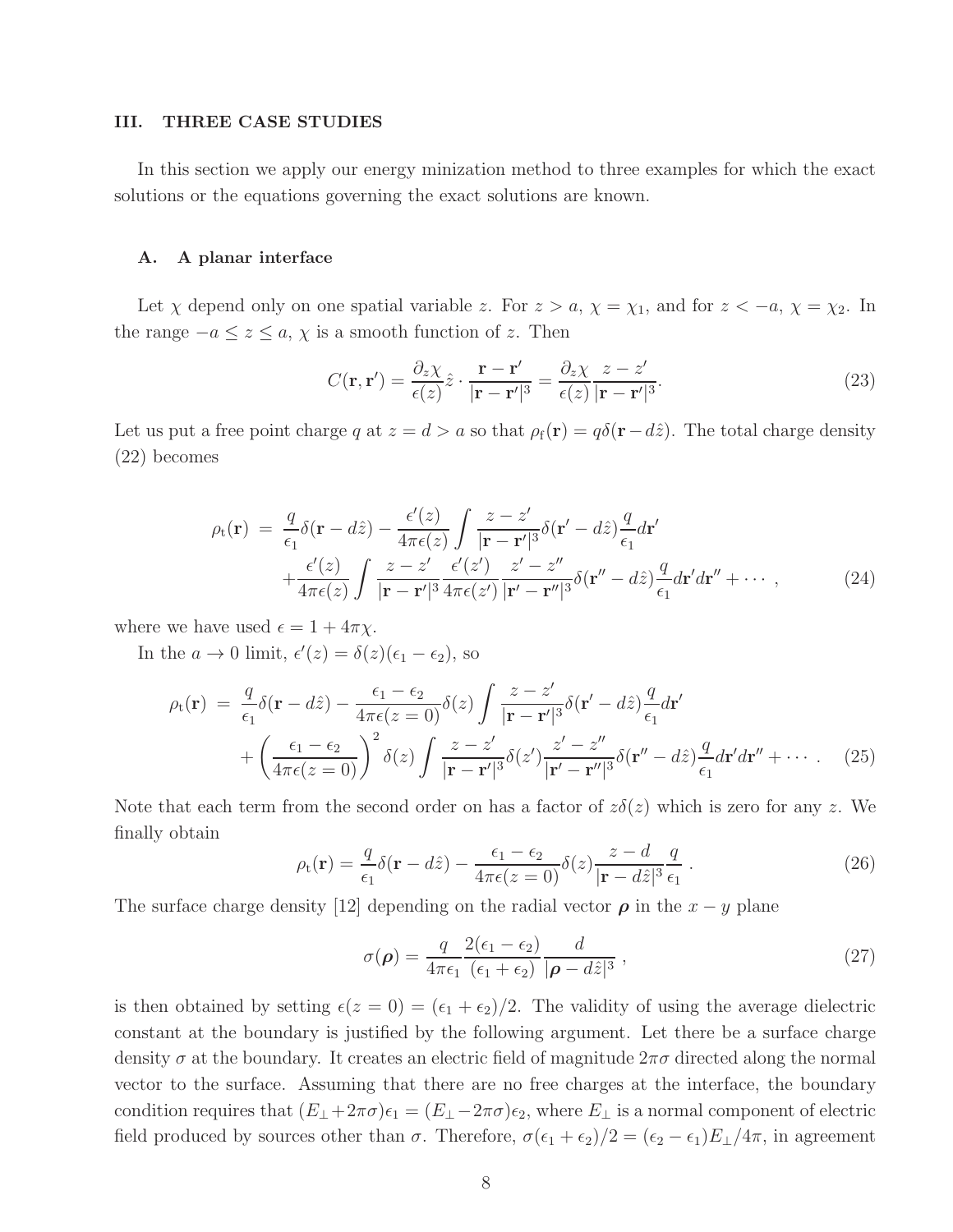## III. THREE CASE STUDIES

In this section we apply our energy minization method to three examples for which the exact solutions or the equations governing the exact solutions are known.

### A. A planar interface

Let $\chi$ depend only on one spatial variable $z$. For $z > a$, $\chi = \chi_1$, and for $z < -a$, $\chi = \chi_2$. In the range $-a \leq z \leq a$, $\chi$ is a smooth function of $z$. Then

$$C(\mathbf{r}, \mathbf{r}') = \frac{\partial_z \chi}{\epsilon(z)} \hat{z} \cdot \frac{\mathbf{r} - \mathbf{r}'}{|\mathbf{r} - \mathbf{r}'|^3} = \frac{\partial_z \chi}{\epsilon(z)} \frac{z - z'}{|\mathbf{r} - \mathbf{r}'|^3}. \tag{23}$$

Let us put a free point charge $q$ at $z = d > a$ so that $\rho_{\mathrm{f}}(\mathbf{r}) = q\delta(\mathbf{r} - d\hat{z})$. The total charge density (22) becomes

$$\begin{aligned}
\rho_{\mathrm{t}}(\mathbf{r}) \;=\; & \frac{q}{\epsilon_1}\delta(\mathbf{r} - d\hat{z}) - \frac{\epsilon'(z)}{4\pi\epsilon(z)} \int \frac{z - z'}{|\mathbf{r} - \mathbf{r}'|^3} \delta(\mathbf{r}' - d\hat{z}) \frac{q}{\epsilon_1} d\mathbf{r}' \\
& + \frac{\epsilon'(z)}{4\pi\epsilon(z)} \int \frac{z - z'}{|\mathbf{r} - \mathbf{r}'|^3} \frac{\epsilon'(z')}{4\pi\epsilon(z')} \frac{z' - z''}{|\mathbf{r}' - \mathbf{r}''|^3} \delta(\mathbf{r}'' - d\hat{z}) \frac{q}{\epsilon_1} d\mathbf{r}' d\mathbf{r}'' + \cdots ,
\end{aligned} \tag{24}$$

where we have used $\epsilon = 1 + 4\pi\chi$.

In the $a \to 0$ limit, $\epsilon'(z) = \delta(z)(\epsilon_1 - \epsilon_2)$, so

$$\begin{aligned}
\rho_{\mathrm{t}}(\mathbf{r}) \;=\; & \frac{q}{\epsilon_1}\delta(\mathbf{r} - d\hat{z}) - \frac{\epsilon_1 - \epsilon_2}{4\pi\epsilon(z=0)} \delta(z) \int \frac{z - z'}{|\mathbf{r} - \mathbf{r}'|^3} \delta(\mathbf{r}' - d\hat{z}) \frac{q}{\epsilon_1} d\mathbf{r}' \\
& + \left( \frac{\epsilon_1 - \epsilon_2}{4\pi\epsilon(z=0)} \right)^2 \delta(z) \int \frac{z - z'}{|\mathbf{r} - \mathbf{r}'|^3} \delta(z') \frac{z' - z''}{|\mathbf{r}' - \mathbf{r}''|^3} \delta(\mathbf{r}'' - d\hat{z}) \frac{q}{\epsilon_1} d\mathbf{r}' d\mathbf{r}'' + \cdots .
\end{aligned} \tag{25}$$

Note that each term from the second order on has a factor of $z\delta(z)$ which is zero for any $z$. We finally obtain

$$\rho_{\mathrm{t}}(\mathbf{r}) = \frac{q}{\epsilon_1}\delta(\mathbf{r} - d\hat{z}) - \frac{\epsilon_1 - \epsilon_2}{4\pi\epsilon(z=0)} \delta(z) \frac{z - d}{|\mathbf{r} - d\hat{z}|^3} \frac{q}{\epsilon_1} . \tag{26}$$

The surface charge density [12] depending on the radial vector $\boldsymbol{\rho}$ in the $x-y$ plane

$$\sigma(\boldsymbol{\rho}) = \frac{q}{4\pi\epsilon_1} \frac{2(\epsilon_1 - \epsilon_2)}{(\epsilon_1 + \epsilon_2)} \frac{d}{|\boldsymbol{\rho} - d\hat{z}|^3} , \tag{27}$$

is then obtained by setting $\epsilon(z=0) = (\epsilon_1 + \epsilon_2)/2$. The validity of using the average dielectric constant at the boundary is justified by the following argument. Let there be a surface charge density $\sigma$ at the boundary. It creates an electric field of magnitude $2\pi\sigma$ directed along the normal vector to the surface. Assuming that there are no free charges at the interface, the boundary condition requires that $(E_\perp + 2\pi\sigma)\epsilon_1 = (E_\perp - 2\pi\sigma)\epsilon_2$, where $E_\perp$ is a normal component of electric field produced by sources other than $\sigma$. Therefore, $\sigma(\epsilon_1 + \epsilon_2)/2 = (\epsilon_2 - \epsilon_1)E_\perp/4\pi$, in agreement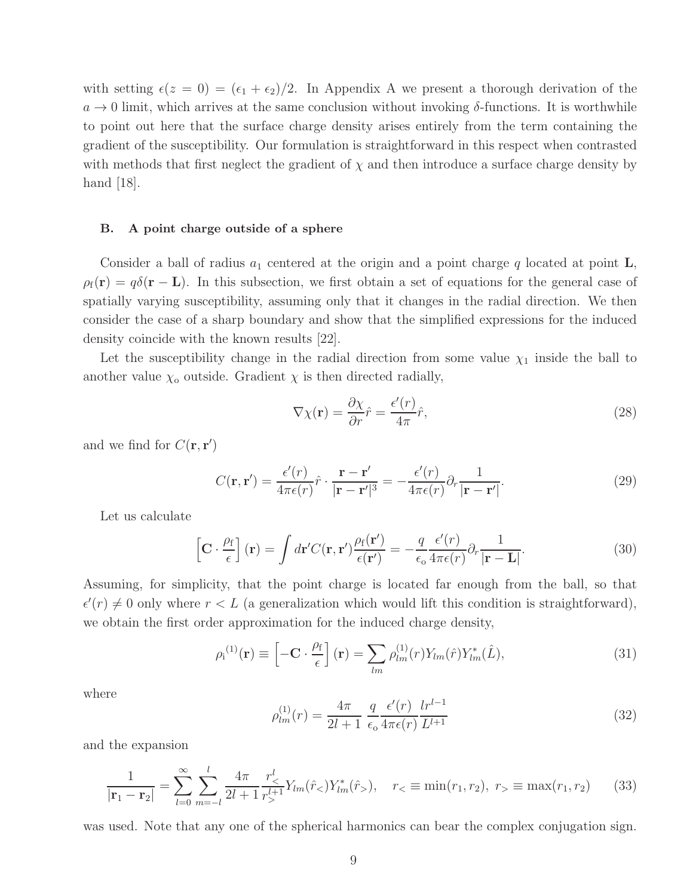with setting $\epsilon(z=0) = (\epsilon_1 + \epsilon_2)/2$. In Appendix A we present a thorough derivation of the $a \to 0$ limit, which arrives at the same conclusion without invoking $\delta$-functions. It is worthwhile to point out here that the surface charge density arises entirely from the term containing the gradient of the susceptibility. Our formulation is straightforward in this respect when contrasted with methods that first neglect the gradient of $\chi$ and then introduce a surface charge density by hand [18].

### B. A point charge outside of a sphere

Consider a ball of radius $a_1$ centered at the origin and a point charge $q$ located at point $\mathbf{L}$, $\rho_\mathrm{f}(\mathbf{r}) = q\delta(\mathbf{r} - \mathbf{L})$. In this subsection, we first obtain a set of equations for the general case of spatially varying susceptibility, assuming only that it changes in the radial direction. We then consider the case of a sharp boundary and show that the simplified expressions for the induced density coincide with the known results [22].

Let the susceptibility change in the radial direction from some value $\chi_1$ inside the ball to another value $\chi_\mathrm{o}$ outside. Gradient $\chi$ is then directed radially,

$$\nabla\chi(\mathbf{r}) = \frac{\partial \chi}{\partial r}\hat{r} = \frac{\epsilon'(r)}{4\pi}\hat{r}, \tag{28}$$

and we find for $C(\mathbf{r}, \mathbf{r}')$

$$C(\mathbf{r}, \mathbf{r}') = \frac{\epsilon'(r)}{4\pi\epsilon(r)}\hat{r} \cdot \frac{\mathbf{r} - \mathbf{r}'}{|\mathbf{r} - \mathbf{r}'|^3} = -\frac{\epsilon'(r)}{4\pi\epsilon(r)}\partial_r \frac{1}{|\mathbf{r} - \mathbf{r}'|}. \tag{29}$$

Let us calculate

$$\left[\mathbf{C} \cdot \frac{\rho_\mathrm{f}}{\epsilon}\right](\mathbf{r}) = \int d\mathbf{r}' C(\mathbf{r}, \mathbf{r}')\frac{\rho_\mathrm{f}(\mathbf{r}')}{\epsilon(\mathbf{r}')} = -\frac{q}{\epsilon_\mathrm{o}}\frac{\epsilon'(r)}{4\pi\epsilon(r)}\partial_r \frac{1}{|\mathbf{r} - \mathbf{L}|}. \tag{30}$$

Assuming, for simplicity, that the point charge is located far enough from the ball, so that $\epsilon'(r) \neq 0$ only where $r < L$ (a generalization which would lift this condition is straightforward), we obtain the first order approximation for the induced charge density,

$$\rho_\mathrm{i}{}^{(1)}(\mathbf{r}) \equiv \left[-\mathbf{C} \cdot \frac{\rho_\mathrm{f}}{\epsilon}\right](\mathbf{r}) = \sum_{lm} \rho_{lm}^{(1)}(r) Y_{lm}(\hat{r}) Y_{lm}^*(\hat{L}), \tag{31}$$

where

$$\rho_{lm}^{(1)}(r) = \frac{4\pi}{2l+1}\,\frac{q}{\epsilon_\mathrm{o}}\frac{\epsilon'(r)}{4\pi\epsilon(r)}\frac{l r^{l-1}}{L^{l+1}} \tag{32}$$

and the expansion

$$\frac{1}{|\mathbf{r}_1 - \mathbf{r}_2|} = \sum_{l=0}^{\infty}\sum_{m=-l}^{l} \frac{4\pi}{2l+1}\frac{r_<^l}{r_>^{l+1}} Y_{lm}(\hat{r}_<) Y_{lm}^*(\hat{r}_>), \quad r_< \equiv \min(r_1, r_2),\ r_> \equiv \max(r_1, r_2) \tag{33}$$

was used. Note that any one of the spherical harmonics can bear the complex conjugation sign.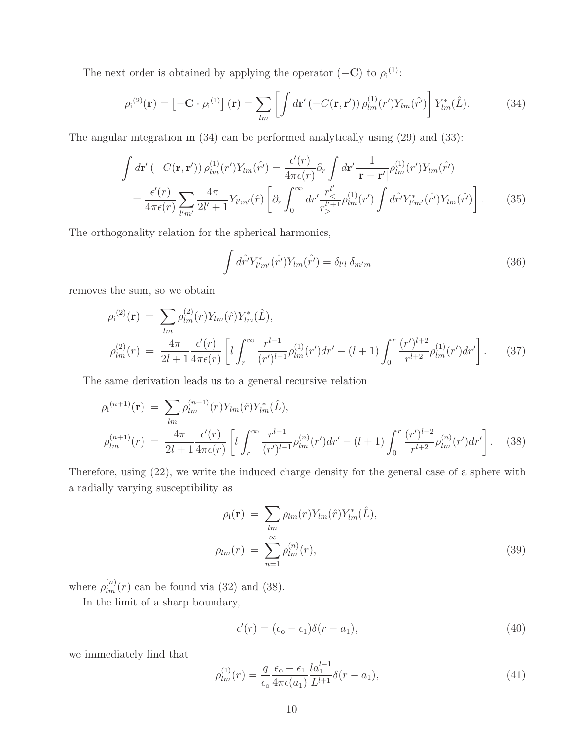The next order is obtained by applying the operator $(-\mathbf{C})$ to ${\rho_{\rm i}}^{(1)}$:

$$
{\rho_{\rm i}}^{(2)}(\mathbf{r}) = \left[-\mathbf{C}\cdot{\rho_{\rm i}}^{(1)}\right](\mathbf{r}) = \sum_{lm}\left[\int d\mathbf{r}'\left(-C(\mathbf{r},\mathbf{r}')\right)\rho^{(1)}_{lm}(r')Y_{lm}(\hat{r'})\right]Y^*_{lm}(\hat{L}). \tag{34}
$$

The angular integration in (34) can be performed analytically using (29) and (33):

$$
\begin{aligned}
\int d\mathbf{r}'\left(-C(\mathbf{r},\mathbf{r}')\right)\rho^{(1)}_{lm}(r')Y_{lm}(\hat{r'}) &= \frac{\epsilon'(r)}{4\pi\epsilon(r)}\partial_r\int d\mathbf{r'}\frac{1}{|\mathbf{r}-\mathbf{r'}|}\rho^{(1)}_{lm}(r')Y_{lm}(\hat{r'}) \\
&= \frac{\epsilon'(r)}{4\pi\epsilon(r)}\sum_{l'm'}\frac{4\pi}{2l'+1}Y_{l'm'}(\hat{r})\left[\partial_r\int_0^\infty dr'\frac{r_<^{l'}}{r_>^{l'+1}}\rho^{(1)}_{lm}(r')\int d\hat{r'}Y^*_{l'm'}(\hat{r'})Y_{lm}(\hat{r'})\right].
\end{aligned} \tag{35}
$$

The orthogonality relation for the spherical harmonics,

$$
\int d\hat{r'}Y^*_{l'm'}(\hat{r'})Y_{lm}(\hat{r'}) = \delta_{l'l}\,\delta_{m'm} \tag{36}
$$

removes the sum, so we obtain

$$
\begin{aligned}
{\rho_{\rm i}}^{(2)}(\mathbf{r}) &= \sum_{lm}\rho^{(2)}_{lm}(r)Y_{lm}(\hat{r})Y^*_{lm}(\hat{L}), \\
\rho^{(2)}_{lm}(r) &= \frac{4\pi}{2l+1}\frac{\epsilon'(r)}{4\pi\epsilon(r)}\left[l\int_r^\infty\frac{r^{l-1}}{(r')^{l-1}}\rho^{(1)}_{lm}(r')dr' - (l+1)\int_0^r\frac{(r')^{l+2}}{r^{l+2}}\rho^{(1)}_{lm}(r')dr'\right].
\end{aligned} \tag{37}
$$

The same derivation leads us to a general recursive relation

$$
\begin{aligned}
{\rho_{\rm i}}^{(n+1)}(\mathbf{r}) &= \sum_{lm}\rho^{(n+1)}_{lm}(r)Y_{lm}(\hat{r})Y^*_{lm}(\hat{L}), \\
\rho^{(n+1)}_{lm}(r) &= \frac{4\pi}{2l+1}\frac{\epsilon'(r)}{4\pi\epsilon(r)}\left[l\int_r^\infty\frac{r^{l-1}}{(r')^{l-1}}\rho^{(n)}_{lm}(r')dr' - (l+1)\int_0^r\frac{(r')^{l+2}}{r^{l+2}}\rho^{(n)}_{lm}(r')dr'\right].
\end{aligned} \tag{38}
$$

Therefore, using (22), we write the induced charge density for the general case of a sphere with a radially varying susceptibility as

$$
\begin{aligned}
\rho_{\rm i}(\mathbf{r}) &= \sum_{lm}\rho_{lm}(r)Y_{lm}(\hat{r})Y^*_{lm}(\hat{L}), \\
\rho_{lm}(r) &= \sum_{n=1}^\infty\rho^{(n)}_{lm}(r),
\end{aligned} \tag{39}
$$

where $\rho^{(n)}_{lm}(r)$ can be found via (32) and (38).

In the limit of a sharp boundary,

$$
\epsilon'(r) = (\epsilon_{\rm o}-\epsilon_1)\delta(r-a_1), \tag{40}
$$

we immediately find that

$$
\rho^{(1)}_{lm}(r) = \frac{q}{\epsilon_{\rm o}}\frac{\epsilon_{\rm o}-\epsilon_1}{4\pi\epsilon(a_1)}\frac{la_1^{l-1}}{L^{l+1}}\delta(r-a_1), \tag{41}
$$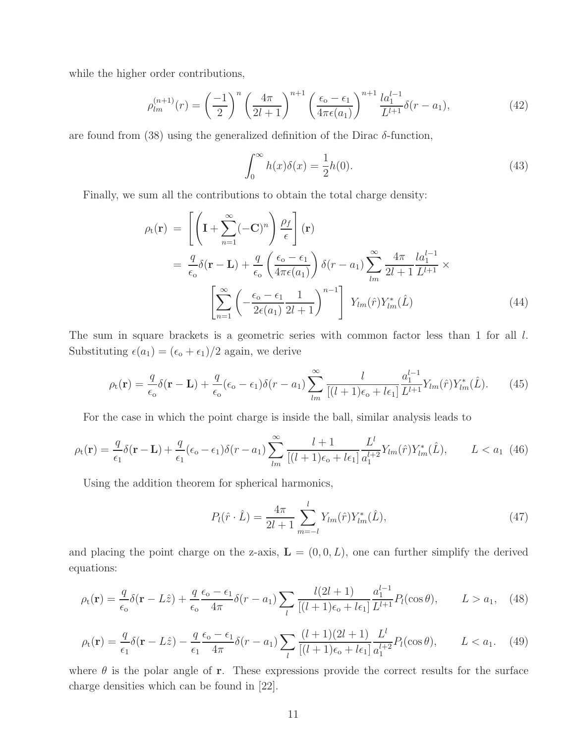while the higher order contributions,

$$\rho_{lm}^{(n+1)}(r) = \left(\frac{-1}{2}\right)^n \left(\frac{4\pi}{2l+1}\right)^{n+1} \left(\frac{\epsilon_{\rm o} - \epsilon_1}{4\pi\epsilon(a_1)}\right)^{n+1} \frac{l a_1^{l-1}}{L^{l+1}} \delta(r - a_1), \tag{42}$$

are found from (38) using the generalized definition of the Dirac $\delta$-function,

$$\int_0^\infty h(x)\delta(x) = \frac{1}{2}h(0). \tag{43}$$

Finally, we sum all the contributions to obtain the total charge density:

$$\begin{aligned}
\rho_{\rm t}(\mathbf{r}) &= \left[\left(\mathbf{I} + \sum_{n=1}^{\infty}(-\mathbf{C})^n\right)\frac{\rho_f}{\epsilon}\right](\mathbf{r}) \\
&= \frac{q}{\epsilon_{\rm o}}\delta(\mathbf{r} - \mathbf{L}) + \frac{q}{\epsilon_{\rm o}}\left(\frac{\epsilon_{\rm o} - \epsilon_1}{4\pi\epsilon(a_1)}\right)\delta(r - a_1)\sum_{lm}^{\infty}\frac{4\pi}{2l+1}\frac{l a_1^{l-1}}{L^{l+1}} \times \\
&\quad \left[\sum_{n=1}^{\infty}\left(-\frac{\epsilon_{\rm o} - \epsilon_1}{2\epsilon(a_1)}\frac{1}{2l+1}\right)^{n-1}\right] Y_{lm}(\hat{r})Y_{lm}^*(\hat{L})
\end{aligned} \tag{44}$$

The sum in square brackets is a geometric series with common factor less than 1 for all $l$. Substituting $\epsilon(a_1) = (\epsilon_{\rm o} + \epsilon_1)/2$ again, we derive

$$\rho_{\rm t}(\mathbf{r}) = \frac{q}{\epsilon_{\rm o}}\delta(\mathbf{r} - \mathbf{L}) + \frac{q}{\epsilon_{\rm o}}(\epsilon_{\rm o} - \epsilon_1)\delta(r - a_1)\sum_{lm}^{\infty}\frac{l}{[(l+1)\epsilon_{\rm o} + l\epsilon_1]}\frac{a_1^{l-1}}{L^{l+1}}Y_{lm}(\hat{r})Y_{lm}^*(\hat{L}). \tag{45}$$

For the case in which the point charge is inside the ball, similar analysis leads to

$$\rho_{\rm t}(\mathbf{r}) = \frac{q}{\epsilon_1}\delta(\mathbf{r} - \mathbf{L}) + \frac{q}{\epsilon_1}(\epsilon_{\rm o} - \epsilon_1)\delta(r - a_1)\sum_{lm}^{\infty}\frac{l+1}{[(l+1)\epsilon_{\rm o} + l\epsilon_1]}\frac{L^l}{a_1^{l+2}}Y_{lm}(\hat{r})Y_{lm}^*(\hat{L}), \qquad L < a_1 \tag{46}$$

Using the addition theorem for spherical harmonics,

$$P_l(\hat{r}\cdot\hat{L}) = \frac{4\pi}{2l+1}\sum_{m=-l}^{l}Y_{lm}(\hat{r})Y_{lm}^*(\hat{L}), \tag{47}$$

and placing the point charge on the z-axis, $\mathbf{L} = (0, 0, L)$, one can further simplify the derived equations:

$$\rho_{\rm t}(\mathbf{r}) = \frac{q}{\epsilon_{\rm o}}\delta(\mathbf{r} - L\hat{z}) + \frac{q}{\epsilon_{\rm o}}\frac{\epsilon_{\rm o} - \epsilon_1}{4\pi}\delta(r - a_1)\sum_l\frac{l(2l+1)}{[(l+1)\epsilon_{\rm o} + l\epsilon_1]}\frac{a_1^{l-1}}{L^{l+1}}P_l(\cos\theta), \qquad L > a_1, \tag{48}$$

$$\rho_{\rm t}(\mathbf{r}) = \frac{q}{\epsilon_1}\delta(\mathbf{r} - L\hat{z}) - \frac{q}{\epsilon_1}\frac{\epsilon_{\rm o} - \epsilon_1}{4\pi}\delta(r - a_1)\sum_l\frac{(l+1)(2l+1)}{[(l+1)\epsilon_{\rm o} + l\epsilon_1]}\frac{L^l}{a_1^{l+2}}P_l(\cos\theta), \qquad L < a_1. \tag{49}$$

where $\theta$ is the polar angle of $\mathbf{r}$. These expressions provide the correct results for the surface charge densities which can be found in [22].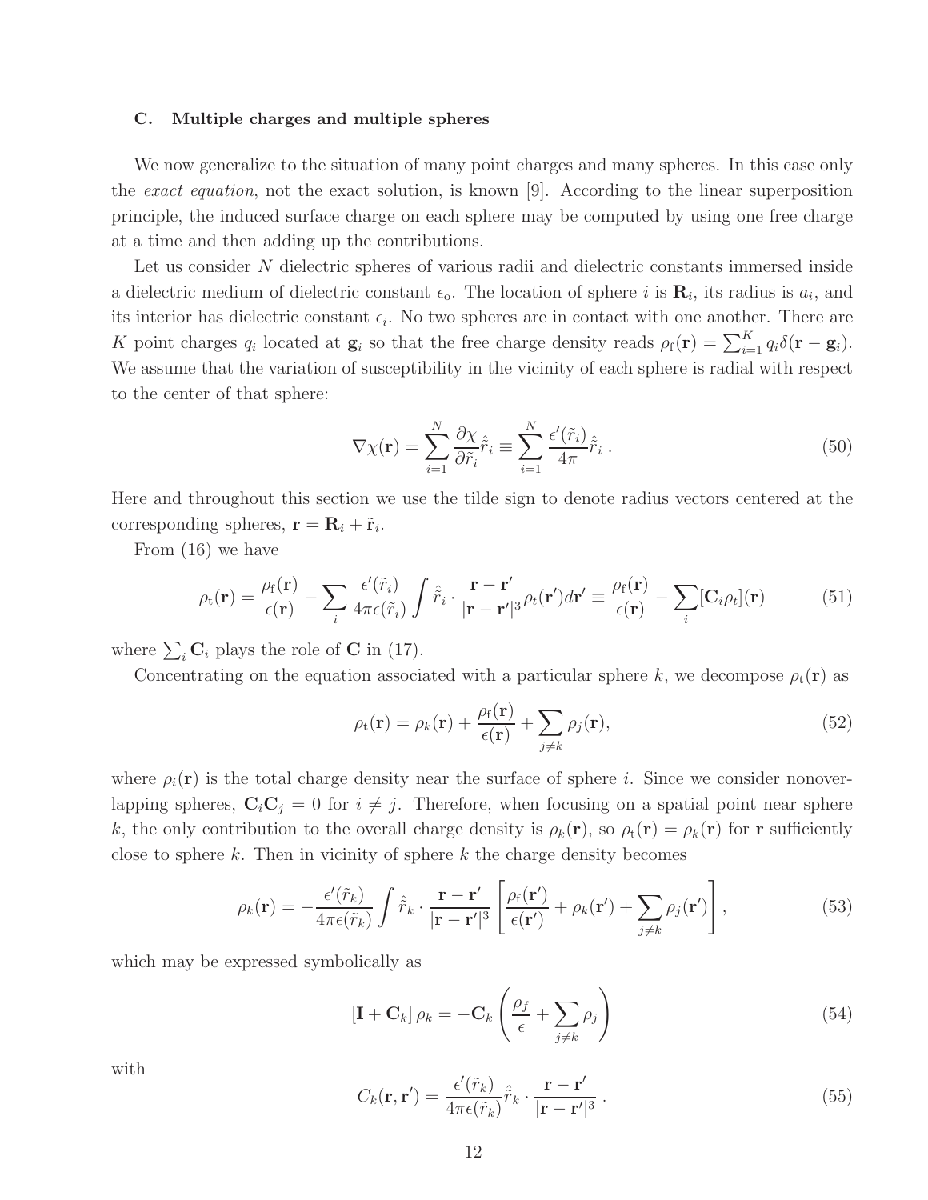### C. Multiple charges and multiple spheres

We now generalize to the situation of many point charges and many spheres. In this case only the *exact equation*, not the exact solution, is known [9]. According to the linear superposition principle, the induced surface charge on each sphere may be computed by using one free charge at a time and then adding up the contributions.

Let us consider $N$ dielectric spheres of various radii and dielectric constants immersed inside a dielectric medium of dielectric constant $\epsilon_{\rm o}$. The location of sphere $i$ is $\mathbf{R}_i$, its radius is $a_i$, and its interior has dielectric constant $\epsilon_i$. No two spheres are in contact with one another. There are $K$ point charges $q_i$ located at $\mathbf{g}_i$ so that the free charge density reads $\rho_{\rm f}(\mathbf{r}) = \sum_{i=1}^{K} q_i \delta(\mathbf{r} - \mathbf{g}_i)$. We assume that the variation of susceptibility in the vicinity of each sphere is radial with respect to the center of that sphere:

$$\nabla\chi(\mathbf{r}) = \sum_{i=1}^{N} \frac{\partial \chi}{\partial \tilde{r}_i} \hat{\tilde{r}}_i \equiv \sum_{i=1}^{N} \frac{\epsilon'(\tilde{r}_i)}{4\pi} \hat{\tilde{r}}_i \, . \tag{50}$$

Here and throughout this section we use the tilde sign to denote radius vectors centered at the corresponding spheres, $\mathbf{r} = \mathbf{R}_i + \tilde{\mathbf{r}}_i$.

From (16) we have

$$\rho_{\rm t}(\mathbf{r}) = \frac{\rho_{\rm f}(\mathbf{r})}{\epsilon(\mathbf{r})} - \sum_i \frac{\epsilon'(\tilde{r}_i)}{4\pi\epsilon(\tilde{r}_i)} \int \hat{\tilde{r}}_i \cdot \frac{\mathbf{r} - \mathbf{r}'}{|\mathbf{r} - \mathbf{r}'|^3} \rho_{\rm t}(\mathbf{r}') d\mathbf{r}' \equiv \frac{\rho_{\rm f}(\mathbf{r})}{\epsilon(\mathbf{r})} - \sum_i [\mathbf{C}_i \rho_t](\mathbf{r}) \tag{51}$$

where $\sum_i \mathbf{C}_i$ plays the role of $\mathbf{C}$ in (17).

Concentrating on the equation associated with a particular sphere $k$, we decompose $\rho_{\rm t}(\mathbf{r})$ as

$$\rho_{\rm t}(\mathbf{r}) = \rho_k(\mathbf{r}) + \frac{\rho_{\rm f}(\mathbf{r})}{\epsilon(\mathbf{r})} + \sum_{j \neq k} \rho_j(\mathbf{r}), \tag{52}$$

where $\rho_i(\mathbf{r})$ is the total charge density near the surface of sphere $i$. Since we consider nonoverlapping spheres, $\mathbf{C}_i\mathbf{C}_j = 0$ for $i \neq j$. Therefore, when focusing on a spatial point near sphere $k$, the only contribution to the overall charge density is $\rho_k(\mathbf{r})$, so $\rho_{\rm t}(\mathbf{r}) = \rho_k(\mathbf{r})$ for $\mathbf{r}$ sufficiently close to sphere $k$. Then in vicinity of sphere $k$ the charge density becomes

$$\rho_k(\mathbf{r}) = -\frac{\epsilon'(\tilde{r}_k)}{4\pi\epsilon(\tilde{r}_k)} \int \hat{\tilde{r}}_k \cdot \frac{\mathbf{r} - \mathbf{r}'}{|\mathbf{r} - \mathbf{r}'|^3} \left[ \frac{\rho_{\rm f}(\mathbf{r}')}{\epsilon(\mathbf{r}')} + \rho_k(\mathbf{r}') + \sum_{j \neq k} \rho_j(\mathbf{r}') \right], \tag{53}$$

which may be expressed symbolically as

$$[\mathbf{I} + \mathbf{C}_k]\, \rho_k = -\mathbf{C}_k \left( \frac{\rho_f}{\epsilon} + \sum_{j \neq k} \rho_j \right) \tag{54}$$

with

$$C_k(\mathbf{r}, \mathbf{r}') = \frac{\epsilon'(\tilde{r}_k)}{4\pi\epsilon(\tilde{r}_k)} \hat{\tilde{r}}_k \cdot \frac{\mathbf{r} - \mathbf{r}'}{|\mathbf{r} - \mathbf{r}'|^3} \, . \tag{55}$$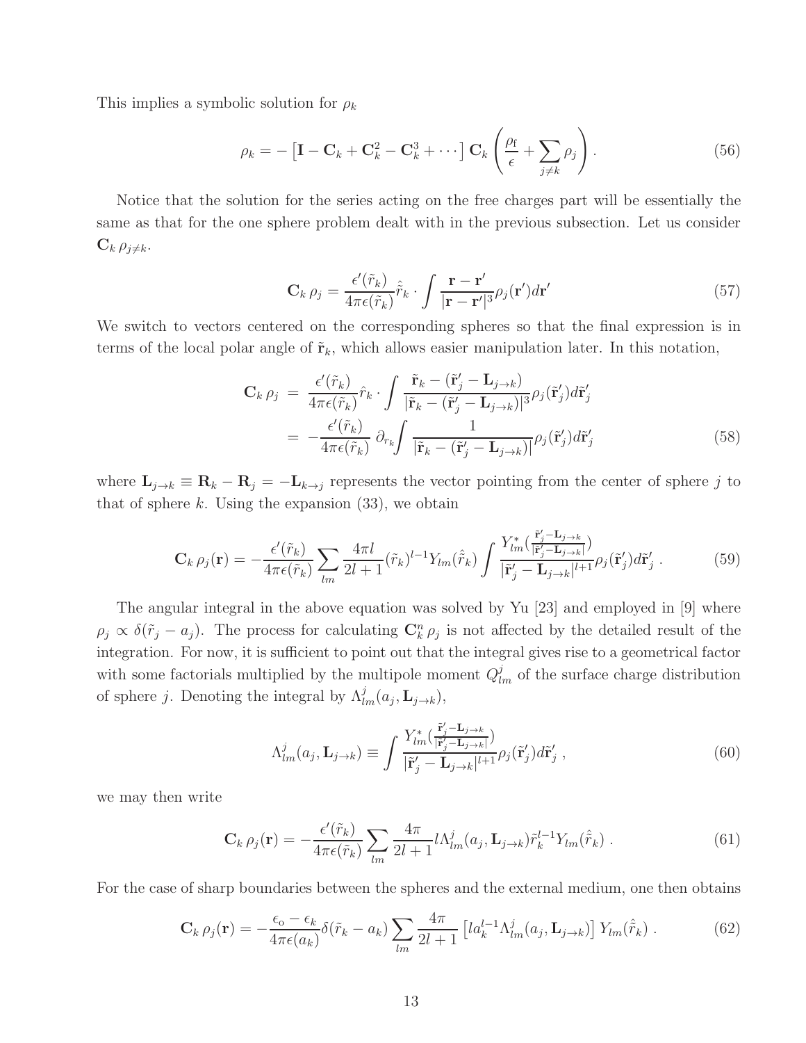This implies a symbolic solution for $\rho_k$

$$
\rho_k = -\left[\mathbf{I} - \mathbf{C}_k + \mathbf{C}_k^2 - \mathbf{C}_k^3 + \cdots\right] \mathbf{C}_k \left(\frac{\rho_{\mathrm{f}}}{\epsilon} + \sum_{j\neq k} \rho_j\right). \tag{56}
$$

Notice that the solution for the series acting on the free charges part will be essentially the same as that for the one sphere problem dealt with in the previous subsection. Let us consider $\mathbf{C}_k\, \rho_{j\neq k}$.

$$
\mathbf{C}_k\, \rho_j = \frac{\epsilon'(\tilde{r}_k)}{4\pi\epsilon(\tilde{r}_k)} \hat{\tilde{r}}_k \cdot \int \frac{\mathbf{r}-\mathbf{r}'}{|\mathbf{r}-\mathbf{r}'|^3} \rho_j(\mathbf{r}') d\mathbf{r}' \tag{57}
$$

We switch to vectors centered on the corresponding spheres so that the final expression is in terms of the local polar angle of $\tilde{\mathbf{r}}_k$, which allows easier manipulation later. In this notation,

$$
\begin{aligned}
\mathbf{C}_k\, \rho_j &= \frac{\epsilon'(\tilde{r}_k)}{4\pi\epsilon(\tilde{r}_k)} \hat{r}_k \cdot \int \frac{\tilde{\mathbf{r}}_k - (\tilde{\mathbf{r}}'_j - \mathbf{L}_{j\to k})}{|\tilde{\mathbf{r}}_k - (\tilde{\mathbf{r}}'_j - \mathbf{L}_{j\to k})|^3} \rho_j(\tilde{\mathbf{r}}'_j) d\tilde{\mathbf{r}}'_j \\
&= -\frac{\epsilon'(\tilde{r}_k)}{4\pi\epsilon(\tilde{r}_k)}\, \partial_{r_k} \int \frac{1}{|\tilde{\mathbf{r}}_k - (\tilde{\mathbf{r}}'_j - \mathbf{L}_{j\to k})|} \rho_j(\tilde{\mathbf{r}}'_j) d\tilde{\mathbf{r}}'_j
\end{aligned} \tag{58}
$$

where $\mathbf{L}_{j\to k} \equiv \mathbf{R}_k - \mathbf{R}_j = -\mathbf{L}_{k\to j}$ represents the vector pointing from the center of sphere $j$ to that of sphere $k$. Using the expansion (33), we obtain

$$
\mathbf{C}_k\, \rho_j(\mathbf{r}) = -\frac{\epsilon'(\tilde{r}_k)}{4\pi\epsilon(\tilde{r}_k)} \sum_{lm} \frac{4\pi l}{2l+1} (\tilde{r}_k)^{l-1} Y_{lm}(\hat{\tilde{r}}_k) \int \frac{Y^*_{lm}\!\left(\frac{\tilde{\mathbf{r}}'_j - \mathbf{L}_{j\to k}}{|\tilde{\mathbf{r}}'_j - \mathbf{L}_{j\to k}|}\right)}{|\tilde{\mathbf{r}}'_j - \mathbf{L}_{j\to k}|^{l+1}} \rho_j(\tilde{\mathbf{r}}'_j) d\tilde{\mathbf{r}}'_j\,. \tag{59}
$$

The angular integral in the above equation was solved by Yu [23] and employed in [9] where $\rho_j \propto \delta(\tilde{r}_j - a_j)$. The process for calculating $\mathbf{C}_k^n\, \rho_j$ is not affected by the detailed result of the integration. For now, it is sufficient to point out that the integral gives rise to a geometrical factor with some factorials multiplied by the multipole moment $Q^j_{lm}$ of the surface charge distribution of sphere $j$. Denoting the integral by $\Lambda^j_{lm}(a_j, \mathbf{L}_{j\to k})$,

$$
\Lambda^j_{lm}(a_j, \mathbf{L}_{j\to k}) \equiv \int \frac{Y^*_{lm}\!\left(\frac{\tilde{\mathbf{r}}'_j - \mathbf{L}_{j\to k}}{|\tilde{\mathbf{r}}'_j - \mathbf{L}_{j\to k}|}\right)}{|\tilde{\mathbf{r}}'_j - \mathbf{L}_{j\to k}|^{l+1}} \rho_j(\tilde{\mathbf{r}}'_j) d\tilde{\mathbf{r}}'_j\,, \tag{60}
$$

we may then write

$$
\mathbf{C}_k\, \rho_j(\mathbf{r}) = -\frac{\epsilon'(\tilde{r}_k)}{4\pi\epsilon(\tilde{r}_k)} \sum_{lm} \frac{4\pi}{2l+1} l \Lambda^j_{lm}(a_j, \mathbf{L}_{j\to k}) \tilde{r}_k^{l-1} Y_{lm}(\hat{\tilde{r}}_k)\,. \tag{61}
$$

For the case of sharp boundaries between the spheres and the external medium, one then obtains

$$
\mathbf{C}_k\, \rho_j(\mathbf{r}) = -\frac{\epsilon_{\mathrm{o}} - \epsilon_k}{4\pi\epsilon(a_k)} \delta(\tilde{r}_k - a_k) \sum_{lm} \frac{4\pi}{2l+1} \left[l a_k^{l-1} \Lambda^j_{lm}(a_j, \mathbf{L}_{j\to k})\right] Y_{lm}(\hat{\tilde{r}}_k)\,. \tag{62}
$$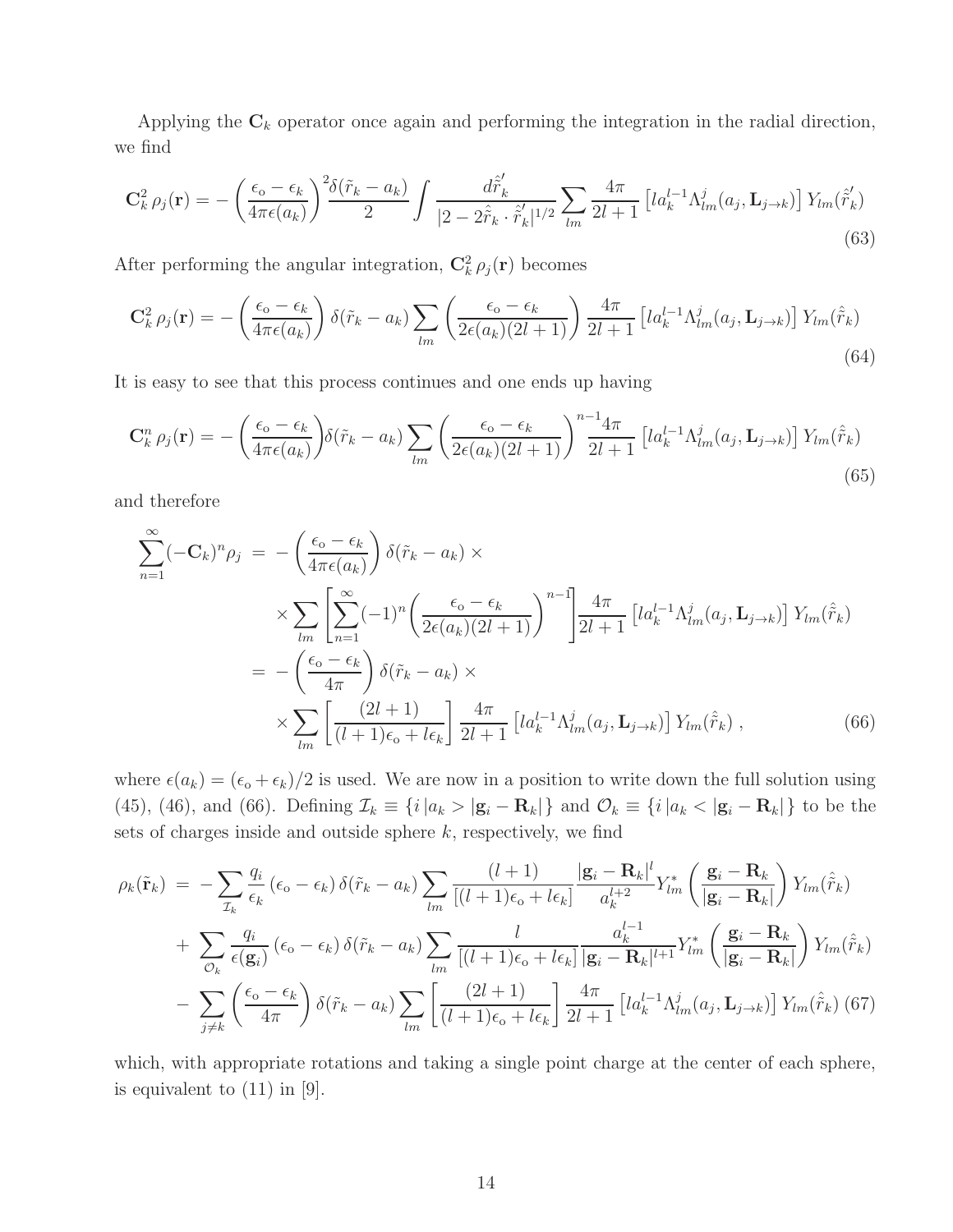Applying the $\mathbf{C}_k$ operator once again and performing the integration in the radial direction, we find

$$\mathbf{C}_k^2\,\rho_j(\mathbf{r}) = -\left(\frac{\epsilon_{\rm o}-\epsilon_k}{4\pi\epsilon(a_k)}\right)^2 \frac{\delta(\tilde{r}_k - a_k)}{2}\int \frac{d\hat{\tilde{r}}_k^{\prime}}{|2-2\hat{\tilde{r}}_k\cdot\hat{\tilde{r}}_k^{\prime}|^{1/2}}\sum_{lm}\frac{4\pi}{2l+1}\left[l a_k^{l-1}\Lambda_{lm}^j(a_j,\mathbf{L}_{j\to k})\right]Y_{lm}(\hat{\tilde{r}}_k^{\prime}) \tag{63}$$

After performing the angular integration, $\mathbf{C}_k^2\,\rho_j(\mathbf{r})$ becomes

$$\mathbf{C}_k^2\,\rho_j(\mathbf{r}) = -\left(\frac{\epsilon_{\rm o}-\epsilon_k}{4\pi\epsilon(a_k)}\right)\delta(\tilde{r}_k - a_k)\sum_{lm}\left(\frac{\epsilon_{\rm o}-\epsilon_k}{2\epsilon(a_k)(2l+1)}\right)\frac{4\pi}{2l+1}\left[l a_k^{l-1}\Lambda_{lm}^j(a_j,\mathbf{L}_{j\to k})\right]Y_{lm}(\hat{\tilde{r}}_k) \tag{64}$$

It is easy to see that this process continues and one ends up having

$$\mathbf{C}_k^n\,\rho_j(\mathbf{r}) = -\left(\frac{\epsilon_{\rm o}-\epsilon_k}{4\pi\epsilon(a_k)}\right)\delta(\tilde{r}_k - a_k)\sum_{lm}\left(\frac{\epsilon_{\rm o}-\epsilon_k}{2\epsilon(a_k)(2l+1)}\right)^{n-1}\frac{4\pi}{2l+1}\left[l a_k^{l-1}\Lambda_{lm}^j(a_j,\mathbf{L}_{j\to k})\right]Y_{lm}(\hat{\tilde{r}}_k) \tag{65}$$

and therefore

$$\begin{aligned}
\sum_{n=1}^{\infty}(-\mathbf{C}_k)^n\rho_j &= -\left(\frac{\epsilon_{\rm o}-\epsilon_k}{4\pi\epsilon(a_k)}\right)\delta(\tilde{r}_k - a_k)\times \\
&\quad\times\sum_{lm}\left[\sum_{n=1}^{\infty}(-1)^n\left(\frac{\epsilon_{\rm o}-\epsilon_k}{2\epsilon(a_k)(2l+1)}\right)^{n-1}\right]\frac{4\pi}{2l+1}\left[l a_k^{l-1}\Lambda_{lm}^j(a_j,\mathbf{L}_{j\to k})\right]Y_{lm}(\hat{\tilde{r}}_k) \\
&= -\left(\frac{\epsilon_{\rm o}-\epsilon_k}{4\pi}\right)\delta(\tilde{r}_k - a_k)\times \\
&\quad\times\sum_{lm}\left[\frac{(2l+1)}{(l+1)\epsilon_{\rm o}+l\epsilon_k}\right]\frac{4\pi}{2l+1}\left[l a_k^{l-1}\Lambda_{lm}^j(a_j,\mathbf{L}_{j\to k})\right]Y_{lm}(\hat{\tilde{r}}_k)\,,
\end{aligned} \tag{66}$$

where $\epsilon(a_k) = (\epsilon_{\rm o}+\epsilon_k)/2$ is used. We are now in a position to write down the full solution using (45), (46), and (66). Defining $\mathcal{I}_k \equiv \{i\,|a_k > |\mathbf{g}_i - \mathbf{R}_k|\}$ and $\mathcal{O}_k \equiv \{i\,|a_k < |\mathbf{g}_i - \mathbf{R}_k|\}$ to be the sets of charges inside and outside sphere $k$, respectively, we find

$$\begin{aligned}
\rho_k(\tilde{\mathbf{r}}_k) &= -\sum_{\mathcal{I}_k}\frac{q_i}{\epsilon_k}\left(\epsilon_{\rm o}-\epsilon_k\right)\delta(\tilde{r}_k - a_k)\sum_{lm}\frac{(l+1)}{[(l+1)\epsilon_{\rm o}+l\epsilon_k]}\frac{|\mathbf{g}_i-\mathbf{R}_k|^l}{a_k^{l+2}}Y_{lm}^*\left(\frac{\mathbf{g}_i-\mathbf{R}_k}{|\mathbf{g}_i-\mathbf{R}_k|}\right)Y_{lm}(\hat{\tilde{r}}_k) \\
&+\sum_{\mathcal{O}_k}\frac{q_i}{\epsilon(\mathbf{g}_i)}\left(\epsilon_{\rm o}-\epsilon_k\right)\delta(\tilde{r}_k - a_k)\sum_{lm}\frac{l}{[(l+1)\epsilon_{\rm o}+l\epsilon_k]}\frac{a_k^{l-1}}{|\mathbf{g}_i-\mathbf{R}_k|^{l+1}}Y_{lm}^*\left(\frac{\mathbf{g}_i-\mathbf{R}_k}{|\mathbf{g}_i-\mathbf{R}_k|}\right)Y_{lm}(\hat{\tilde{r}}_k) \\
&-\sum_{j\neq k}\left(\frac{\epsilon_{\rm o}-\epsilon_k}{4\pi}\right)\delta(\tilde{r}_k - a_k)\sum_{lm}\left[\frac{(2l+1)}{(l+1)\epsilon_{\rm o}+l\epsilon_k}\right]\frac{4\pi}{2l+1}\left[l a_k^{l-1}\Lambda_{lm}^j(a_j,\mathbf{L}_{j\to k})\right]Y_{lm}(\hat{\tilde{r}}_k)
\end{aligned} \tag{67}$$

which, with appropriate rotations and taking a single point charge at the center of each sphere, is equivalent to (11) in [9].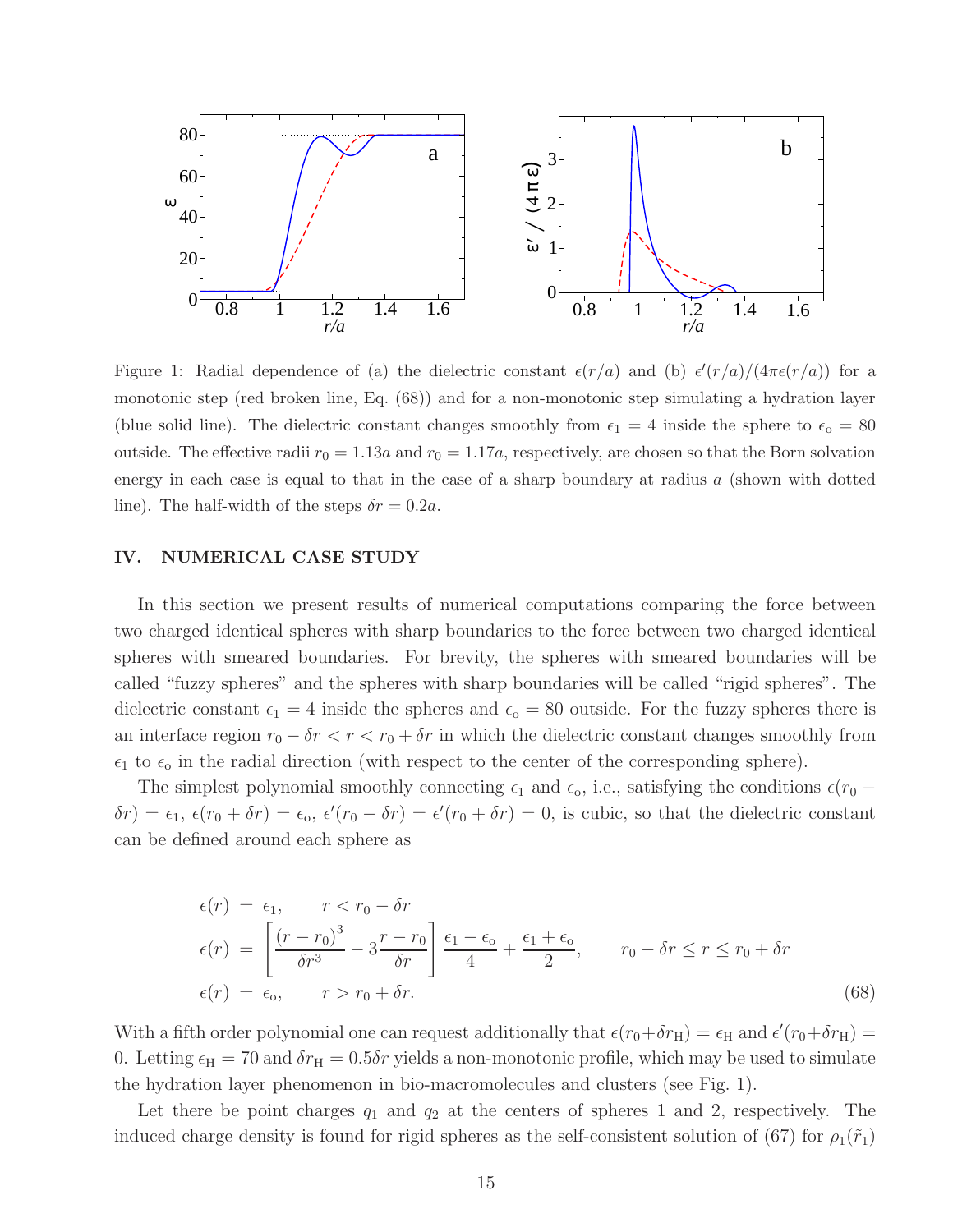Figure 1: Radial dependence of (a) the dielectric constant $\epsilon(r/a)$ and (b) $\epsilon'(r/a)/(4\pi\epsilon(r/a))$ for a monotonic step (red broken line, Eq. (68)) and for a non-monotonic step simulating a hydration layer (blue solid line). The dielectric constant changes smoothly from $\epsilon_1 = 4$ inside the sphere to $\epsilon_\text{o} = 80$ outside. The effective radii $r_0 = 1.13a$ and $r_0 = 1.17a$, respectively, are chosen so that the Born solvation energy in each case is equal to that in the case of a sharp boundary at radius $a$ (shown with dotted line). The half-width of the steps $\delta r = 0.2a$.

## IV. NUMERICAL CASE STUDY

In this section we present results of numerical computations comparing the force between two charged identical spheres with sharp boundaries to the force between two charged identical spheres with smeared boundaries. For brevity, the spheres with smeared boundaries will be called "fuzzy spheres" and the spheres with sharp boundaries will be called "rigid spheres". The dielectric constant $\epsilon_1 = 4$ inside the spheres and $\epsilon_\text{o} = 80$ outside. For the fuzzy spheres there is an interface region $r_0 - \delta r < r < r_0 + \delta r$ in which the dielectric constant changes smoothly from $\epsilon_1$ to $\epsilon_\text{o}$ in the radial direction (with respect to the center of the corresponding sphere).

The simplest polynomial smoothly connecting $\epsilon_1$ and $\epsilon_\text{o}$, i.e., satisfying the conditions $\epsilon(r_0 - \delta r) = \epsilon_1$, $\epsilon(r_0 + \delta r) = \epsilon_\text{o}$, $\epsilon'(r_0 - \delta r) = \epsilon'(r_0 + \delta r) = 0$, is cubic, so that the dielectric constant can be defined around each sphere as

$$
\begin{aligned}
\epsilon(r) &= \epsilon_1, \qquad r < r_0 - \delta r \\
\epsilon(r) &= \left[ \frac{(r - r_0)^3}{\delta r^3} - 3\frac{r - r_0}{\delta r} \right] \frac{\epsilon_1 - \epsilon_\text{o}}{4} + \frac{\epsilon_1 + \epsilon_\text{o}}{2}, \qquad r_0 - \delta r \le r \le r_0 + \delta r \\
\epsilon(r) &= \epsilon_\text{o}, \qquad r > r_0 + \delta r.
\end{aligned}
\tag{68}
$$

With a fifth order polynomial one can request additionally that $\epsilon(r_0 + \delta r_\text{H}) = \epsilon_\text{H}$ and $\epsilon'(r_0 + \delta r_\text{H}) = 0$. Letting $\epsilon_\text{H} = 70$ and $\delta r_\text{H} = 0.5\delta r$ yields a non-monotonic profile, which may be used to simulate the hydration layer phenomenon in bio-macromolecules and clusters (see Fig. 1).

Let there be point charges $q_1$ and $q_2$ at the centers of spheres 1 and 2, respectively. The induced charge density is found for rigid spheres as the self-consistent solution of (67) for $\rho_1(\tilde{r}_1)$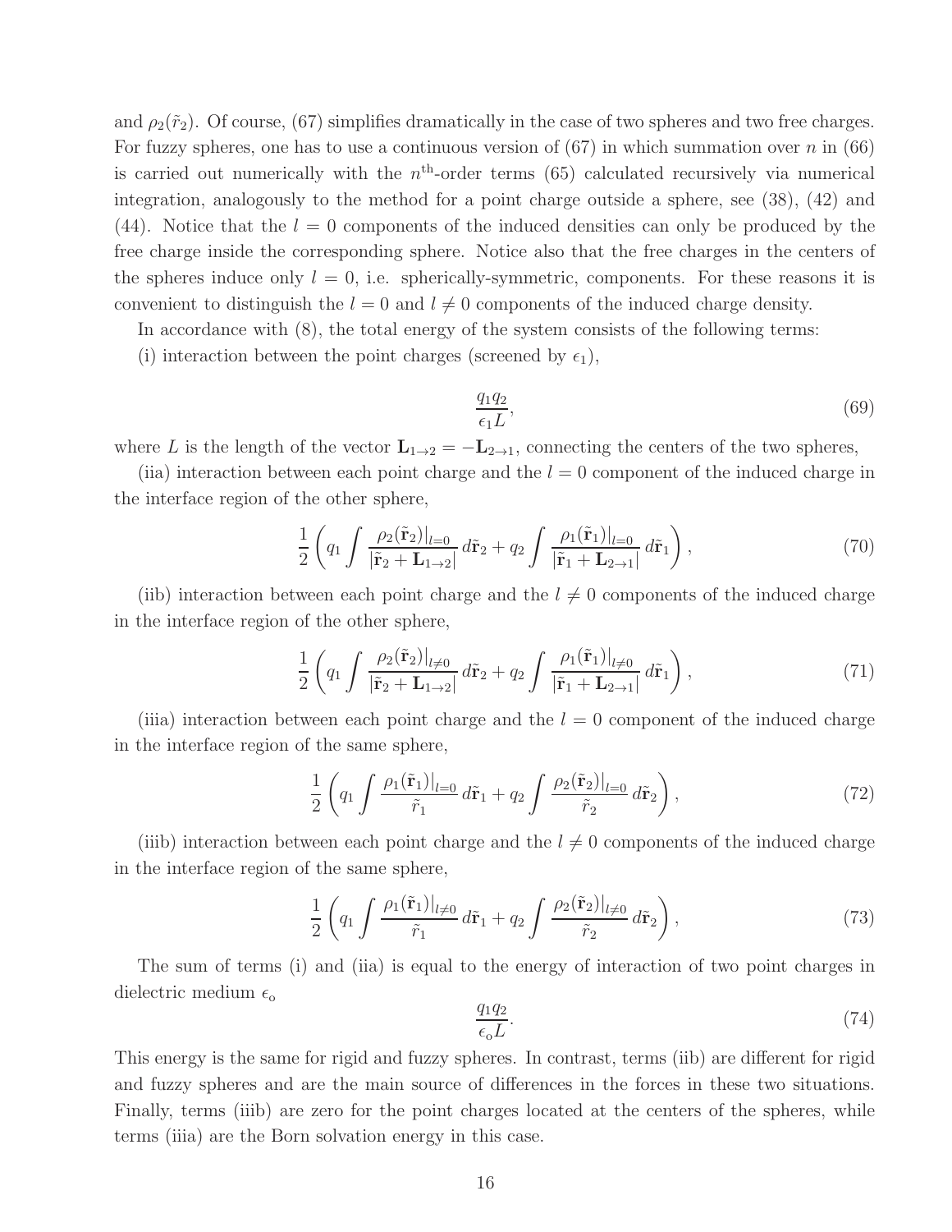and $\rho_2(\tilde{r}_2)$. Of course, (67) simplifies dramatically in the case of two spheres and two free charges. For fuzzy spheres, one has to use a continuous version of (67) in which summation over $n$ in (66) is carried out numerically with the $n^{\text{th}}$-order terms (65) calculated recursively via numerical integration, analogously to the method for a point charge outside a sphere, see (38), (42) and (44). Notice that the $l = 0$ components of the induced densities can only be produced by the free charge inside the corresponding sphere. Notice also that the free charges in the centers of the spheres induce only $l = 0$, i.e. spherically-symmetric, components. For these reasons it is convenient to distinguish the $l = 0$ and $l \neq 0$ components of the induced charge density.

In accordance with (8), the total energy of the system consists of the following terms:

(i) interaction between the point charges (screened by $\epsilon_1$),

$$\frac{q_1 q_2}{\epsilon_1 L}, \tag{69}$$

where $L$ is the length of the vector $\mathbf{L}_{1\to 2} = -\mathbf{L}_{2\to 1}$, connecting the centers of the two spheres,

(iia) interaction between each point charge and the $l = 0$ component of the induced charge in the interface region of the other sphere,

$$\frac{1}{2}\left( q_1 \int \frac{\rho_2(\tilde{\mathbf{r}}_2)|_{l=0}}{|\tilde{\mathbf{r}}_2 + \mathbf{L}_{1\to 2}|}\, d\tilde{\mathbf{r}}_2 + q_2 \int \frac{\rho_1(\tilde{\mathbf{r}}_1)|_{l=0}}{|\tilde{\mathbf{r}}_1 + \mathbf{L}_{2\to 1}|}\, d\tilde{\mathbf{r}}_1 \right), \tag{70}$$

(iib) interaction between each point charge and the $l \neq 0$ components of the induced charge in the interface region of the other sphere,

$$\frac{1}{2}\left( q_1 \int \frac{\rho_2(\tilde{\mathbf{r}}_2)|_{l\neq 0}}{|\tilde{\mathbf{r}}_2 + \mathbf{L}_{1\to 2}|}\, d\tilde{\mathbf{r}}_2 + q_2 \int \frac{\rho_1(\tilde{\mathbf{r}}_1)|_{l\neq 0}}{|\tilde{\mathbf{r}}_1 + \mathbf{L}_{2\to 1}|}\, d\tilde{\mathbf{r}}_1 \right), \tag{71}$$

(iiia) interaction between each point charge and the $l = 0$ component of the induced charge in the interface region of the same sphere,

$$\frac{1}{2}\left( q_1 \int \frac{\rho_1(\tilde{\mathbf{r}}_1)|_{l=0}}{\tilde{r}_1}\, d\tilde{\mathbf{r}}_1 + q_2 \int \frac{\rho_2(\tilde{\mathbf{r}}_2)|_{l=0}}{\tilde{r}_2}\, d\tilde{\mathbf{r}}_2 \right), \tag{72}$$

(iiib) interaction between each point charge and the $l \neq 0$ components of the induced charge in the interface region of the same sphere,

$$\frac{1}{2}\left( q_1 \int \frac{\rho_1(\tilde{\mathbf{r}}_1)|_{l\neq 0}}{\tilde{r}_1}\, d\tilde{\mathbf{r}}_1 + q_2 \int \frac{\rho_2(\tilde{\mathbf{r}}_2)|_{l\neq 0}}{\tilde{r}_2}\, d\tilde{\mathbf{r}}_2 \right), \tag{73}$$

The sum of terms (i) and (iia) is equal to the energy of interaction of two point charges in dielectric medium $\epsilon_{\text{o}}$

$$\frac{q_1 q_2}{\epsilon_{\text{o}} L}. \tag{74}$$

This energy is the same for rigid and fuzzy spheres. In contrast, terms (iib) are different for rigid and fuzzy spheres and are the main source of differences in the forces in these two situations. Finally, terms (iiib) are zero for the point charges located at the centers of the spheres, while terms (iiia) are the Born solvation energy in this case.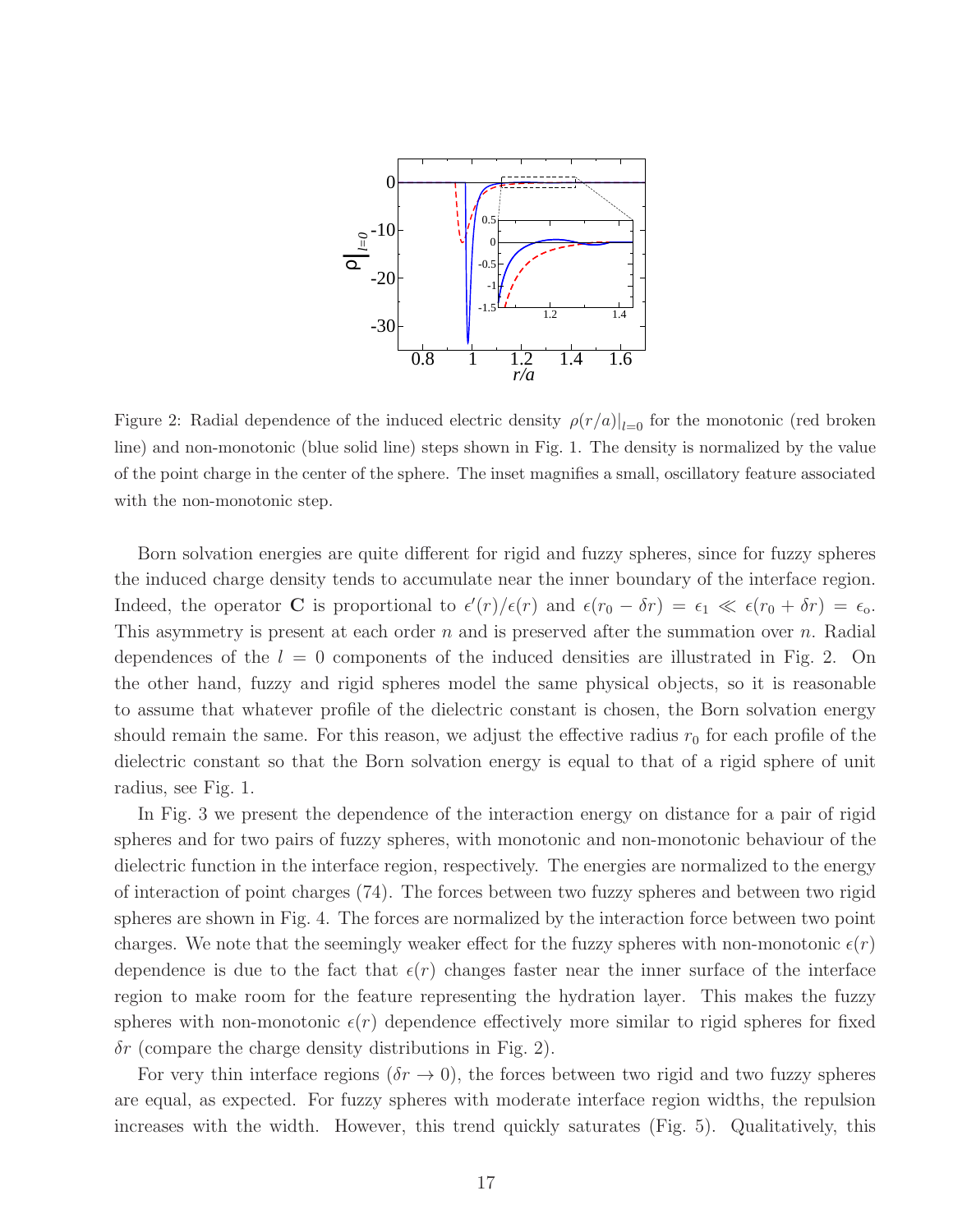Figure 2: Radial dependence of the induced electric density $\rho(r/a)|_{l=0}$ for the monotonic (red broken line) and non-monotonic (blue solid line) steps shown in Fig. 1. The density is normalized by the value of the point charge in the center of the sphere. The inset magnifies a small, oscillatory feature associated with the non-monotonic step.

Born solvation energies are quite different for rigid and fuzzy spheres, since for fuzzy spheres the induced charge density tends to accumulate near the inner boundary of the interface region. Indeed, the operator $\mathbf{C}$ is proportional to $\epsilon'(r)/\epsilon(r)$ and $\epsilon(r_0 - \delta r) = \epsilon_1 \ll \epsilon(r_0 + \delta r) = \epsilon_o$. This asymmetry is present at each order $n$ and is preserved after the summation over $n$. Radial dependences of the $l = 0$ components of the induced densities are illustrated in Fig. 2. On the other hand, fuzzy and rigid spheres model the same physical objects, so it is reasonable to assume that whatever profile of the dielectric constant is chosen, the Born solvation energy should remain the same. For this reason, we adjust the effective radius $r_0$ for each profile of the dielectric constant so that the Born solvation energy is equal to that of a rigid sphere of unit radius, see Fig. 1.

In Fig. 3 we present the dependence of the interaction energy on distance for a pair of rigid spheres and for two pairs of fuzzy spheres, with monotonic and non-monotonic behaviour of the dielectric function in the interface region, respectively. The energies are normalized to the energy of interaction of point charges (74). The forces between two fuzzy spheres and between two rigid spheres are shown in Fig. 4. The forces are normalized by the interaction force between two point charges. We note that the seemingly weaker effect for the fuzzy spheres with non-monotonic $\epsilon(r)$ dependence is due to the fact that $\epsilon(r)$ changes faster near the inner surface of the interface region to make room for the feature representing the hydration layer. This makes the fuzzy spheres with non-monotonic $\epsilon(r)$ dependence effectively more similar to rigid spheres for fixed $\delta r$ (compare the charge density distributions in Fig. 2).

For very thin interface regions ($\delta r \to 0$), the forces between two rigid and two fuzzy spheres are equal, as expected. For fuzzy spheres with moderate interface region widths, the repulsion increases with the width. However, this trend quickly saturates (Fig. 5). Qualitatively, this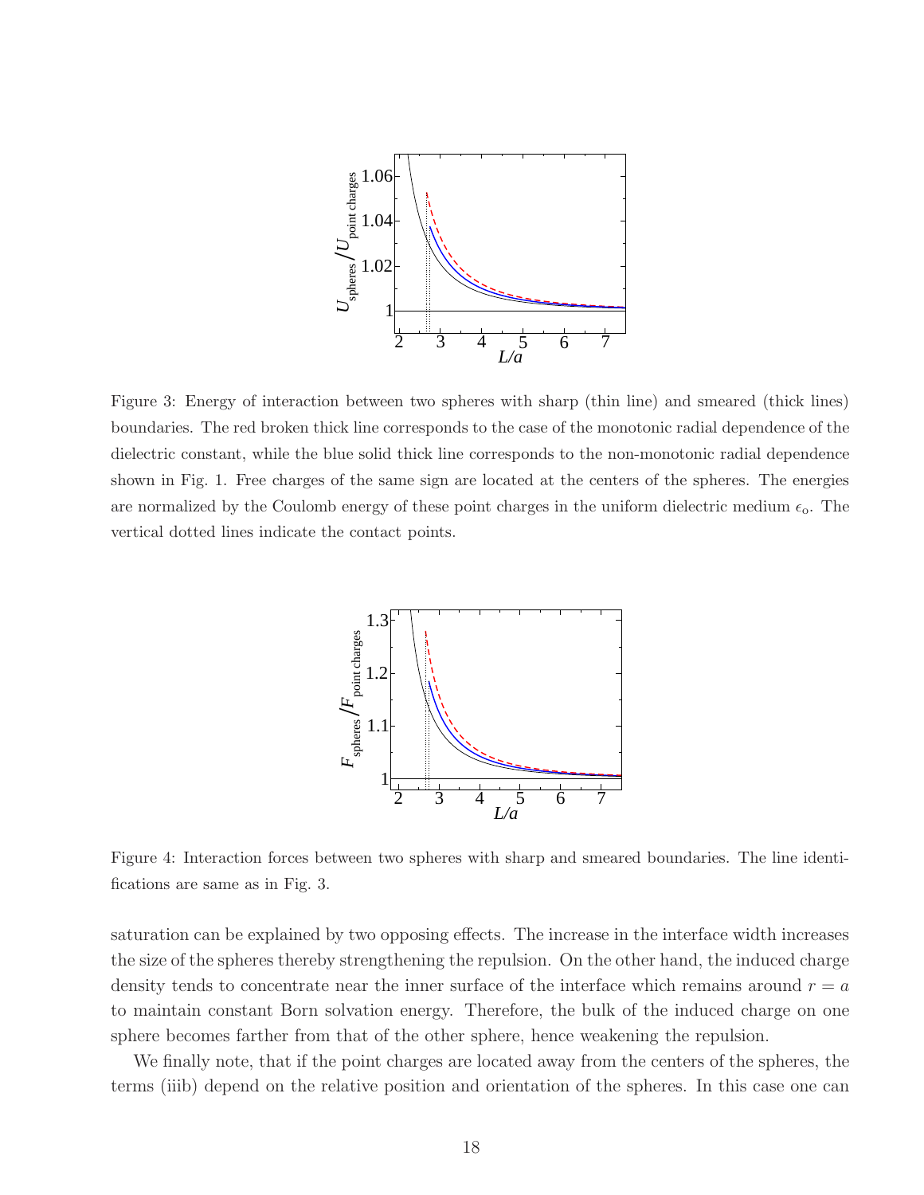Figure 3: Energy of interaction between two spheres with sharp (thin line) and smeared (thick lines) boundaries. The red broken thick line corresponds to the case of the monotonic radial dependence of the dielectric constant, while the blue solid thick line corresponds to the non-monotonic radial dependence shown in Fig. 1. Free charges of the same sign are located at the centers of the spheres. The energies are normalized by the Coulomb energy of these point charges in the uniform dielectric medium $\epsilon_o$. The vertical dotted lines indicate the contact points.

Figure 4: Interaction forces between two spheres with sharp and smeared boundaries. The line identifications are same as in Fig. 3.

saturation can be explained by two opposing effects. The increase in the interface width increases the size of the spheres thereby strengthening the repulsion. On the other hand, the induced charge density tends to concentrate near the inner surface of the interface which remains around $r = a$ to maintain constant Born solvation energy. Therefore, the bulk of the induced charge on one sphere becomes farther from that of the other sphere, hence weakening the repulsion.

We finally note, that if the point charges are located away from the centers of the spheres, the terms (iiib) depend on the relative position and orientation of the spheres. In this case one can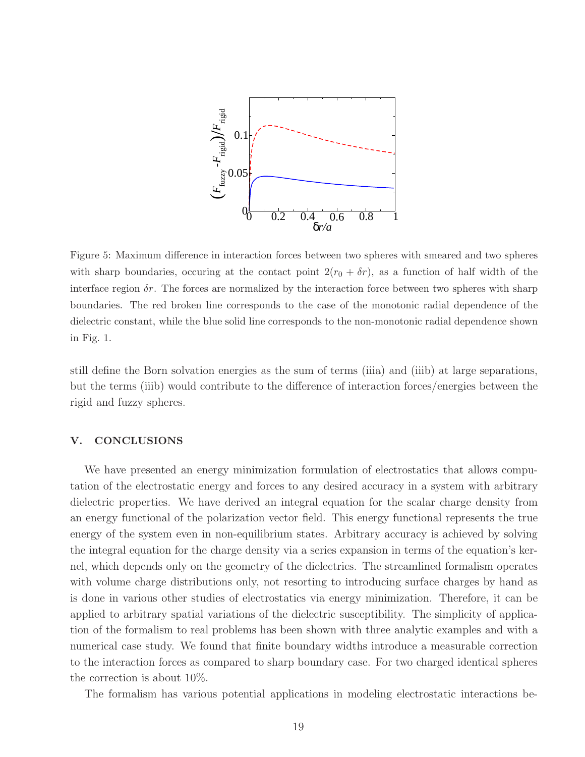Figure 5: Maximum difference in interaction forces between two spheres with smeared and two spheres with sharp boundaries, occuring at the contact point $2(r_0 + \delta r)$, as a function of half width of the interface region $\delta r$. The forces are normalized by the interaction force between two spheres with sharp boundaries. The red broken line corresponds to the case of the monotonic radial dependence of the dielectric constant, while the blue solid line corresponds to the non-monotonic radial dependence shown in Fig. 1.

still define the Born solvation energies as the sum of terms (iiia) and (iiib) at large separations, but the terms (iiib) would contribute to the difference of interaction forces/energies between the rigid and fuzzy spheres.

## V. CONCLUSIONS

We have presented an energy minimization formulation of electrostatics that allows computation of the electrostatic energy and forces to any desired accuracy in a system with arbitrary dielectric properties. We have derived an integral equation for the scalar charge density from an energy functional of the polarization vector field. This energy functional represents the true energy of the system even in non-equilibrium states. Arbitrary accuracy is achieved by solving the integral equation for the charge density via a series expansion in terms of the equation's kernel, which depends only on the geometry of the dielectrics. The streamlined formalism operates with volume charge distributions only, not resorting to introducing surface charges by hand as is done in various other studies of electrostatics via energy minimization. Therefore, it can be applied to arbitrary spatial variations of the dielectric susceptibility. The simplicity of application of the formalism to real problems has been shown with three analytic examples and with a numerical case study. We found that finite boundary widths introduce a measurable correction to the interaction forces as compared to sharp boundary case. For two charged identical spheres the correction is about 10%.

The formalism has various potential applications in modeling electrostatic interactions be-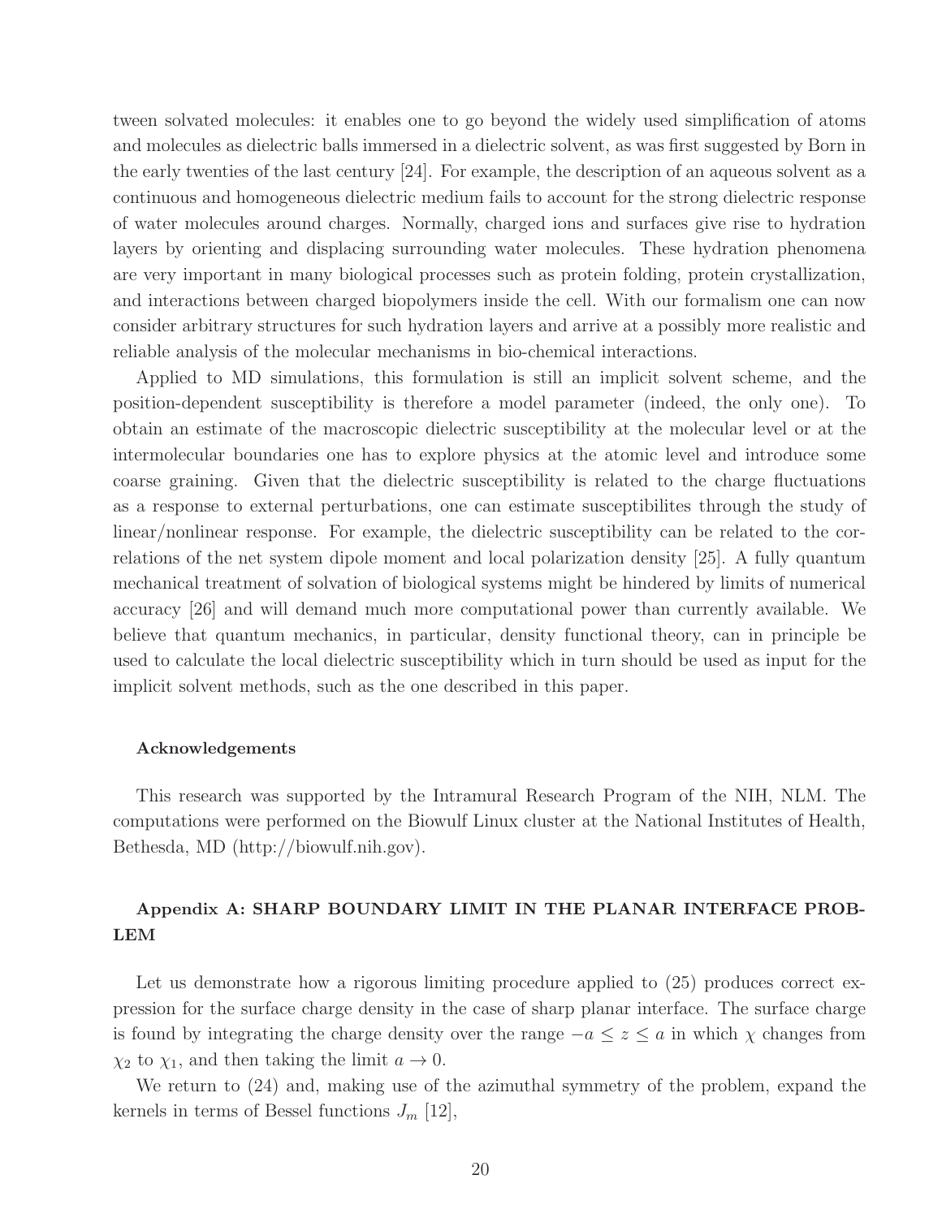tween solvated molecules: it enables one to go beyond the widely used simplification of atoms and molecules as dielectric balls immersed in a dielectric solvent, as was first suggested by Born in the early twenties of the last century [24]. For example, the description of an aqueous solvent as a continuous and homogeneous dielectric medium fails to account for the strong dielectric response of water molecules around charges. Normally, charged ions and surfaces give rise to hydration layers by orienting and displacing surrounding water molecules. These hydration phenomena are very important in many biological processes such as protein folding, protein crystallization, and interactions between charged biopolymers inside the cell. With our formalism one can now consider arbitrary structures for such hydration layers and arrive at a possibly more realistic and reliable analysis of the molecular mechanisms in bio-chemical interactions.

Applied to MD simulations, this formulation is still an implicit solvent scheme, and the position-dependent susceptibility is therefore a model parameter (indeed, the only one). To obtain an estimate of the macroscopic dielectric susceptibility at the molecular level or at the intermolecular boundaries one has to explore physics at the atomic level and introduce some coarse graining. Given that the dielectric susceptibility is related to the charge fluctuations as a response to external perturbations, one can estimate susceptibilites through the study of linear/nonlinear response. For example, the dielectric susceptibility can be related to the correlations of the net system dipole moment and local polarization density [25]. A fully quantum mechanical treatment of solvation of biological systems might be hindered by limits of numerical accuracy [26] and will demand much more computational power than currently available. We believe that quantum mechanics, in particular, density functional theory, can in principle be used to calculate the local dielectric susceptibility which in turn should be used as input for the implicit solvent methods, such as the one described in this paper.

#### Acknowledgements

This research was supported by the Intramural Research Program of the NIH, NLM. The computations were performed on the Biowulf Linux cluster at the National Institutes of Health, Bethesda, MD (http://biowulf.nih.gov).

## Appendix A: SHARP BOUNDARY LIMIT IN THE PLANAR INTERFACE PROBLEM

Let us demonstrate how a rigorous limiting procedure applied to (25) produces correct expression for the surface charge density in the case of sharp planar interface. The surface charge is found by integrating the charge density over the range $-a \leq z \leq a$ in which $\chi$ changes from $\chi_2$ to $\chi_1$, and then taking the limit $a \to 0$.

We return to (24) and, making use of the azimuthal symmetry of the problem, expand the kernels in terms of Bessel functions $J_m$ [12],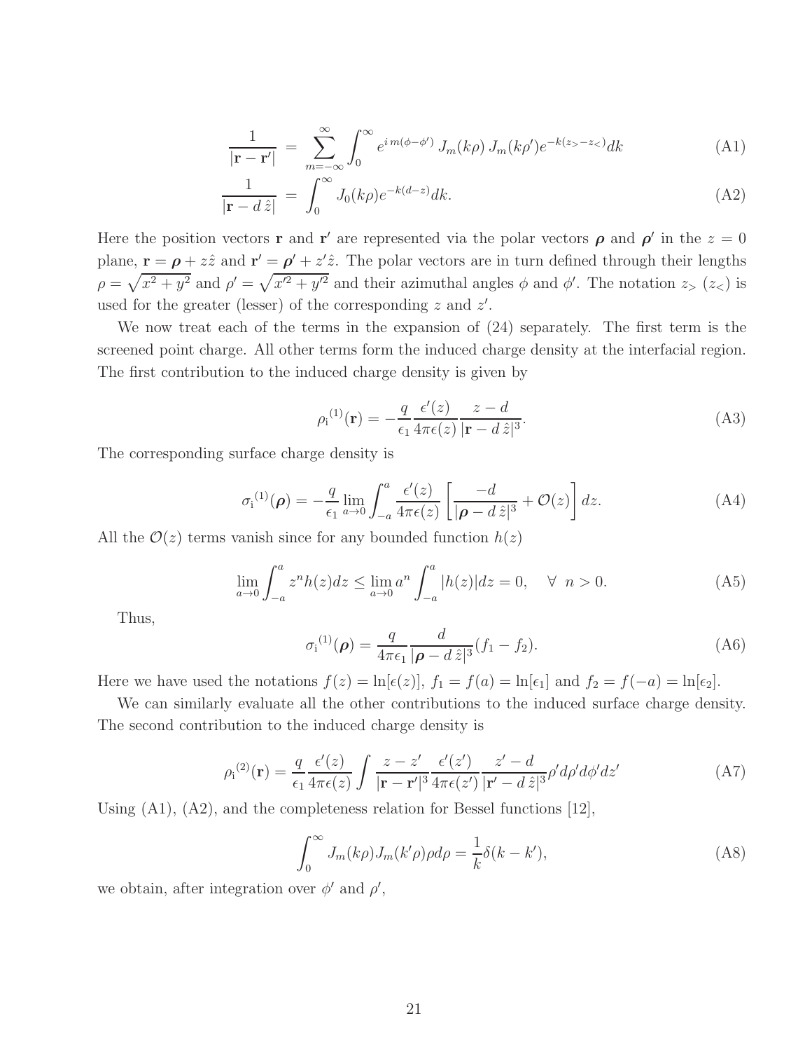$$\frac{1}{|\mathbf{r}-\mathbf{r}'|} = \sum_{m=-\infty}^{\infty}\int_0^\infty e^{i\,m(\phi-\phi')}\,J_m(k\rho)\,J_m(k\rho')e^{-k(z_>-z_<)}dk \tag{A1}$$

$$\frac{1}{|\mathbf{r}-d\,\hat{z}|} = \int_0^\infty J_0(k\rho)e^{-k(d-z)}dk. \tag{A2}$$

Here the position vectors $\mathbf{r}$ and $\mathbf{r}'$ are represented via the polar vectors $\boldsymbol{\rho}$ and $\boldsymbol{\rho}'$ in the $z=0$ plane, $\mathbf{r}=\boldsymbol{\rho}+z\hat{z}$ and $\mathbf{r}'=\boldsymbol{\rho}'+z'\hat{z}$. The polar vectors are in turn defined through their lengths $\rho=\sqrt{x^2+y^2}$ and $\rho'=\sqrt{x'^2+y'^2}$ and their azimuthal angles $\phi$ and $\phi'$. The notation $z_>$ ($z_<$) is used for the greater (lesser) of the corresponding $z$ and $z'$.

We now treat each of the terms in the expansion of (24) separately. The first term is the screened point charge. All other terms form the induced charge density at the interfacial region. The first contribution to the induced charge density is given by

$$\rho_{\rm i}{}^{(1)}(\mathbf{r}) = -\frac{q}{\epsilon_1}\frac{\epsilon'(z)}{4\pi\epsilon(z)}\frac{z-d}{|\mathbf{r}-d\,\hat{z}|^3}. \tag{A3}$$

The corresponding surface charge density is

$$\sigma_{\rm i}{}^{(1)}(\boldsymbol{\rho}) = -\frac{q}{\epsilon_1}\lim_{a\to 0}\int_{-a}^{a}\frac{\epsilon'(z)}{4\pi\epsilon(z)}\left[\frac{-d}{|\boldsymbol{\rho}-d\,\hat{z}|^3}+\mathcal{O}(z)\right]dz. \tag{A4}$$

All the $\mathcal{O}(z)$ terms vanish since for any bounded function $h(z)$

$$\lim_{a\to 0}\int_{-a}^{a} z^n h(z)dz \le \lim_{a\to 0} a^n\int_{-a}^{a}|h(z)|dz = 0, \quad \forall\;\; n>0. \tag{A5}$$

Thus,

$$\sigma_{\rm i}{}^{(1)}(\boldsymbol{\rho}) = \frac{q}{4\pi\epsilon_1}\frac{d}{|\boldsymbol{\rho}-d\,\hat{z}|^3}(f_1-f_2). \tag{A6}$$

Here we have used the notations $f(z)=\ln[\epsilon(z)]$, $f_1=f(a)=\ln[\epsilon_1]$ and $f_2=f(-a)=\ln[\epsilon_2]$.

We can similarly evaluate all the other contributions to the induced surface charge density. The second contribution to the induced charge density is

$$\rho_{\rm i}{}^{(2)}(\mathbf{r}) = \frac{q}{\epsilon_1}\frac{\epsilon'(z)}{4\pi\epsilon(z)}\int\frac{z-z'}{|\mathbf{r}-\mathbf{r}'|^3}\frac{\epsilon'(z')}{4\pi\epsilon(z')}\frac{z'-d}{|\mathbf{r}'-d\,\hat{z}|^3}\rho' d\rho' d\phi' dz' \tag{A7}$$

Using (A1), (A2), and the completeness relation for Bessel functions [12],

$$\int_0^\infty J_m(k\rho)J_m(k'\rho)\rho d\rho = \frac{1}{k}\delta(k-k'), \tag{A8}$$

we obtain, after integration over $\phi'$ and $\rho'$,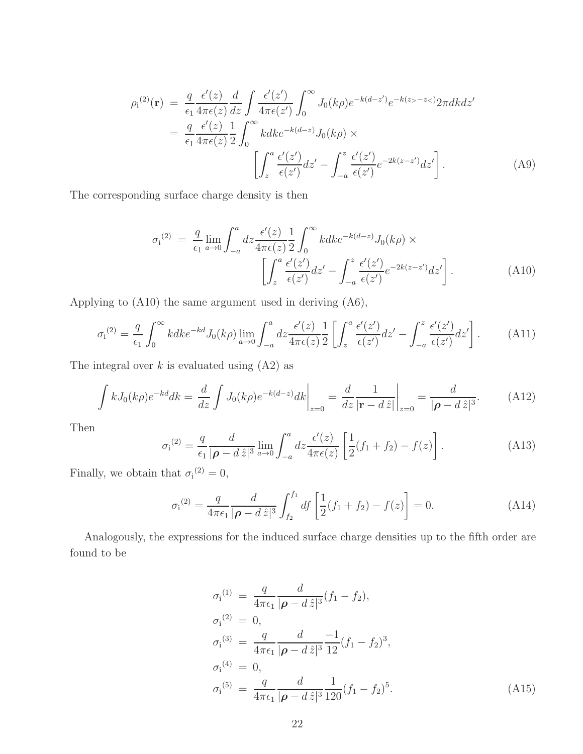$$
\begin{aligned}
\rho_{\mathrm{i}}{}^{(2)}(\mathbf{r}) \;&=\; \frac{q}{\epsilon_1}\frac{\epsilon'(z)}{4\pi\epsilon(z)}\frac{d}{dz}\int \frac{\epsilon'(z')}{4\pi\epsilon(z')}\int_0^\infty J_0(k\rho)e^{-k(d-z')}e^{-k(z_>-z_<)}2\pi dk dz' \\
&=\; \frac{q}{\epsilon_1}\frac{\epsilon'(z)}{4\pi\epsilon(z)}\frac{1}{2}\int_0^\infty k dk e^{-k(d-z)}J_0(k\rho)\times \\
&\qquad\qquad \left[\int_z^a \frac{\epsilon'(z')}{\epsilon(z')}dz' - \int_{-a}^z \frac{\epsilon'(z')}{\epsilon(z')}e^{-2k(z-z')}dz'\right]. \qquad \text{(A9)}
\end{aligned}
$$

The corresponding surface charge density is then

$$
\begin{aligned}
\sigma_{\mathrm{i}}{}^{(2)} \;&=\; \frac{q}{\epsilon_1}\lim_{a\to 0}\int_{-a}^a dz \frac{\epsilon'(z)}{4\pi\epsilon(z)}\frac{1}{2}\int_0^\infty k dk e^{-k(d-z)}J_0(k\rho)\times \\
&\qquad\qquad \left[\int_z^a \frac{\epsilon'(z')}{\epsilon(z')}dz' - \int_{-a}^z \frac{\epsilon'(z')}{\epsilon(z')}e^{-2k(z-z')}dz'\right]. \qquad \text{(A10)}
\end{aligned}
$$

Applying to (A10) the same argument used in deriving (A6),

$$
\sigma_{\mathrm{i}}{}^{(2)} = \frac{q}{\epsilon_1}\int_0^\infty k dk e^{-kd}J_0(k\rho)\lim_{a\to 0}\int_{-a}^a dz \frac{\epsilon'(z)}{4\pi\epsilon(z)}\frac{1}{2}\left[\int_z^a \frac{\epsilon'(z')}{\epsilon(z')}dz' - \int_{-a}^z \frac{\epsilon'(z')}{\epsilon(z')}dz'\right]. \qquad \text{(A11)}
$$

The integral over $k$ is evaluated using (A2) as

$$
\int kJ_0(k\rho)e^{-kd}dk = \frac{d}{dz}\int J_0(k\rho)e^{-k(d-z)}dk\bigg|_{z=0} = \frac{d}{dz}\frac{1}{|\mathbf{r}-d\,\hat{z}|}\bigg|_{z=0} = \frac{d}{|\boldsymbol{\rho}-d\,\hat{z}|^3}. \qquad \text{(A12)}
$$

Then

$$
\sigma_{\mathrm{i}}{}^{(2)} = \frac{q}{\epsilon_1}\frac{d}{|\boldsymbol{\rho}-d\,\hat{z}|^3}\lim_{a\to 0}\int_{-a}^a dz \frac{\epsilon'(z)}{4\pi\epsilon(z)}\left[\frac{1}{2}(f_1+f_2) - f(z)\right]. \qquad \text{(A13)}
$$

Finally, we obtain that $\sigma_{\mathrm{i}}{}^{(2)} = 0$,

$$
\sigma_{\mathrm{i}}{}^{(2)} = \frac{q}{4\pi\epsilon_1}\frac{d}{|\boldsymbol{\rho}-d\,\hat{z}|^3}\int_{f_2}^{f_1} df\left[\frac{1}{2}(f_1+f_2) - f(z)\right] = 0. \qquad \text{(A14)}
$$

Analogously, the expressions for the induced surface charge densities up to the fifth order are found to be

$$
\begin{aligned}
\sigma_{\mathrm{i}}{}^{(1)} \;&=\; \frac{q}{4\pi\epsilon_1}\frac{d}{|\boldsymbol{\rho}-d\,\hat{z}|^3}(f_1-f_2), \\
\sigma_{\mathrm{i}}{}^{(2)} \;&=\; 0, \\
\sigma_{\mathrm{i}}{}^{(3)} \;&=\; \frac{q}{4\pi\epsilon_1}\frac{d}{|\boldsymbol{\rho}-d\,\hat{z}|^3}\frac{-1}{12}(f_1-f_2)^3, \\
\sigma_{\mathrm{i}}{}^{(4)} \;&=\; 0, \\
\sigma_{\mathrm{i}}{}^{(5)} \;&=\; \frac{q}{4\pi\epsilon_1}\frac{d}{|\boldsymbol{\rho}-d\,\hat{z}|^3}\frac{1}{120}(f_1-f_2)^5. \qquad \text{(A15)}
\end{aligned}
$$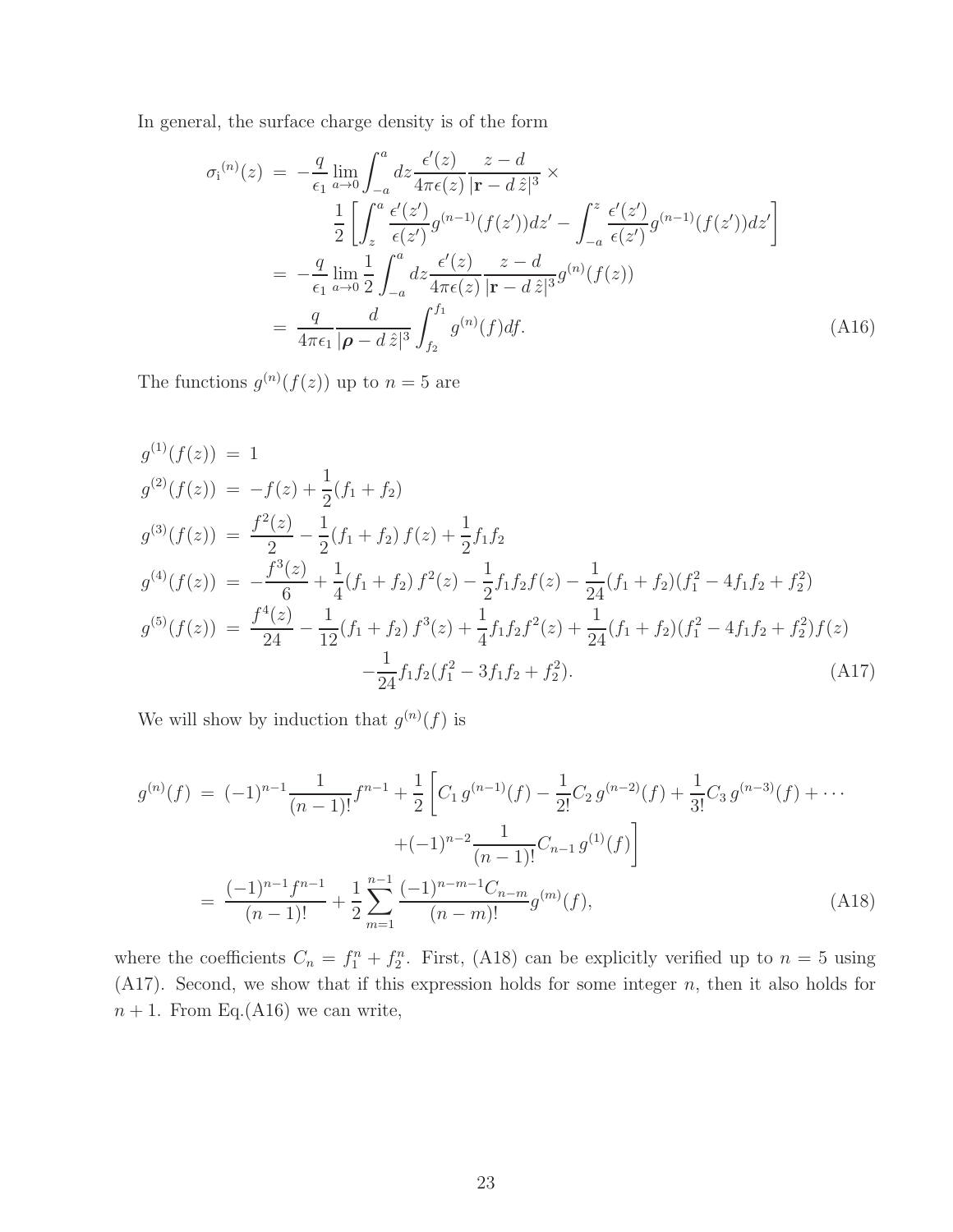In general, the surface charge density is of the form

$$
\begin{aligned}
\sigma_{\mathrm{i}}{}^{(n)}(z) &= -\frac{q}{\epsilon_1}\lim_{a\to 0}\int_{-a}^{a} dz \frac{\epsilon'(z)}{4\pi\epsilon(z)}\frac{z-d}{|\mathbf{r}-d\,\hat{z}|^3}\times \\
&\qquad \frac{1}{2}\left[\int_{z}^{a}\frac{\epsilon'(z')}{\epsilon(z')}g^{(n-1)}(f(z'))dz' - \int_{-a}^{z}\frac{\epsilon'(z')}{\epsilon(z')}g^{(n-1)}(f(z'))dz'\right] \\
&= -\frac{q}{\epsilon_1}\lim_{a\to 0}\frac{1}{2}\int_{-a}^{a} dz \frac{\epsilon'(z)}{4\pi\epsilon(z)}\frac{z-d}{|\mathbf{r}-d\,\hat{z}|^3}g^{(n)}(f(z)) \\
&= \frac{q}{4\pi\epsilon_1}\frac{d}{|\boldsymbol{\rho}-d\,\hat{z}|^3}\int_{f_2}^{f_1} g^{(n)}(f)df.
\end{aligned}
\tag{A16}
$$

The functions $g^{(n)}(f(z))$ up to $n=5$ are

$$
\begin{aligned}
g^{(1)}(f(z)) &= 1 \\
g^{(2)}(f(z)) &= -f(z) + \frac{1}{2}(f_1+f_2) \\
g^{(3)}(f(z)) &= \frac{f^2(z)}{2} - \frac{1}{2}(f_1+f_2)\,f(z) + \frac{1}{2}f_1 f_2 \\
g^{(4)}(f(z)) &= -\frac{f^3(z)}{6} + \frac{1}{4}(f_1+f_2)\,f^2(z) - \frac{1}{2}f_1 f_2 f(z) - \frac{1}{24}(f_1+f_2)(f_1^2 - 4f_1f_2 + f_2^2) \\
g^{(5)}(f(z)) &= \frac{f^4(z)}{24} - \frac{1}{12}(f_1+f_2)\,f^3(z) + \frac{1}{4}f_1 f_2 f^2(z) + \frac{1}{24}(f_1+f_2)(f_1^2 - 4f_1f_2 + f_2^2)f(z) \\
&\qquad - \frac{1}{24}f_1 f_2(f_1^2 - 3f_1f_2 + f_2^2).
\end{aligned}
\tag{A17}
$$

We will show by induction that $g^{(n)}(f)$ is

$$
\begin{aligned}
g^{(n)}(f) &= (-1)^{n-1}\frac{1}{(n-1)!}f^{n-1} + \frac{1}{2}\left[C_1\, g^{(n-1)}(f) - \frac{1}{2!}C_2\, g^{(n-2)}(f) + \frac{1}{3!}C_3\, g^{(n-3)}(f) + \cdots \right. \\
&\qquad \left. + (-1)^{n-2}\frac{1}{(n-1)!}C_{n-1}\, g^{(1)}(f)\right] \\
&= \frac{(-1)^{n-1}f^{n-1}}{(n-1)!} + \frac{1}{2}\sum_{m=1}^{n-1}\frac{(-1)^{n-m-1}C_{n-m}}{(n-m)!}g^{(m)}(f),
\end{aligned}
\tag{A18}
$$

where the coefficients $C_n = f_1^n + f_2^n$. First, (A18) can be explicitly verified up to $n=5$ using (A17). Second, we show that if this expression holds for some integer $n$, then it also holds for $n+1$. From Eq.(A16) we can write,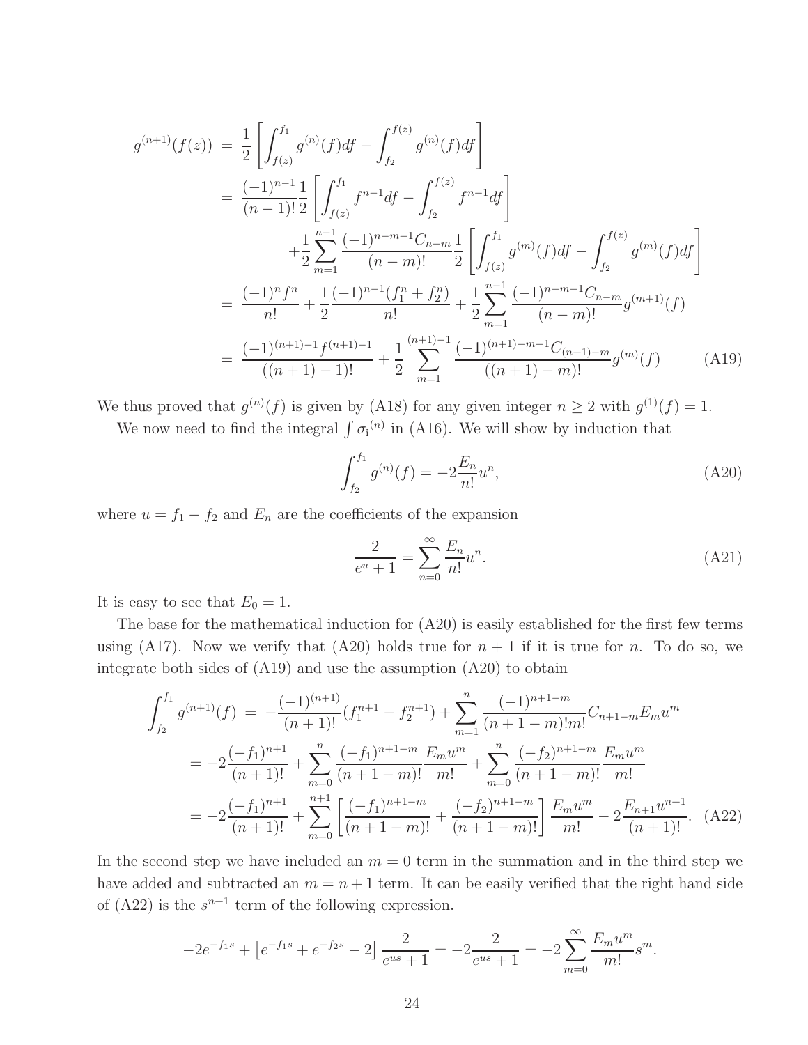$$
\begin{aligned}
g^{(n+1)}(f(z)) &= \frac{1}{2}\left[\int_{f(z)}^{f_1} g^{(n)}(f)df - \int_{f_2}^{f(z)} g^{(n)}(f)df\right] \\
&= \frac{(-1)^{n-1}}{(n-1)!}\frac{1}{2}\left[\int_{f(z)}^{f_1} f^{n-1}df - \int_{f_2}^{f(z)} f^{n-1}df\right] \\
&\quad + \frac{1}{2}\sum_{m=1}^{n-1}\frac{(-1)^{n-m-1}C_{n-m}}{(n-m)!}\frac{1}{2}\left[\int_{f(z)}^{f_1} g^{(m)}(f)df - \int_{f_2}^{f(z)} g^{(m)}(f)df\right] \\
&= \frac{(-1)^n f^n}{n!} + \frac{1}{2}\frac{(-1)^{n-1}(f_1^n + f_2^n)}{n!} + \frac{1}{2}\sum_{m=1}^{n-1}\frac{(-1)^{n-m-1}C_{n-m}}{(n-m)!}g^{(m+1)}(f) \\
&= \frac{(-1)^{(n+1)-1}f^{(n+1)-1}}{((n+1)-1)!} + \frac{1}{2}\sum_{m=1}^{(n+1)-1}\frac{(-1)^{(n+1)-m-1}C_{(n+1)-m}}{((n+1)-m)!}g^{(m)}(f) \qquad \text{(A19)}
\end{aligned}
$$

We thus proved that $g^{(n)}(f)$ is given by (A18) for any given integer $n \geq 2$ with $g^{(1)}(f) = 1$.

We now need to find the integral $\int \sigma_{\rm i}^{(n)}$ in (A16). We will show by induction that

$$
\int_{f_2}^{f_1} g^{(n)}(f) = -2\frac{E_n}{n!}u^n, \qquad \text{(A20)}
$$

where $u = f_1 - f_2$ and $E_n$ are the coefficients of the expansion

$$
\frac{2}{e^u + 1} = \sum_{n=0}^{\infty}\frac{E_n}{n!}u^n. \qquad \text{(A21)}
$$

It is easy to see that $E_0 = 1$.

The base for the mathematical induction for (A20) is easily established for the first few terms using (A17). Now we verify that (A20) holds true for $n+1$ if it is true for $n$. To do so, we integrate both sides of (A19) and use the assumption (A20) to obtain

$$
\begin{aligned}
\int_{f_2}^{f_1} g^{(n+1)}(f) &= -\frac{(-1)^{(n+1)}}{(n+1)!}(f_1^{n+1} - f_2^{n+1}) + \sum_{m=1}^{n}\frac{(-1)^{n+1-m}}{(n+1-m)!m!}C_{n+1-m}E_m u^m \\
&= -2\frac{(-f_1)^{n+1}}{(n+1)!} + \sum_{m=0}^{n}\frac{(-f_1)^{n+1-m}}{(n+1-m)!}\frac{E_m u^m}{m!} + \sum_{m=0}^{n}\frac{(-f_2)^{n+1-m}}{(n+1-m)!}\frac{E_m u^m}{m!} \\
&= -2\frac{(-f_1)^{n+1}}{(n+1)!} + \sum_{m=0}^{n+1}\left[\frac{(-f_1)^{n+1-m}}{(n+1-m)!} + \frac{(-f_2)^{n+1-m}}{(n+1-m)!}\right]\frac{E_m u^m}{m!} - 2\frac{E_{n+1}u^{n+1}}{(n+1)!}. \qquad \text{(A22)}
\end{aligned}
$$

In the second step we have included an $m = 0$ term in the summation and in the third step we have added and subtracted an $m = n+1$ term. It can be easily verified that the right hand side of (A22) is the $s^{n+1}$ term of the following expression.

$$
-2e^{-f_1 s} + \left[e^{-f_1 s} + e^{-f_2 s} - 2\right]\frac{2}{e^{us}+1} = -2\frac{2}{e^{us}+1} = -2\sum_{m=0}^{\infty}\frac{E_m u^m}{m!}s^m.
$$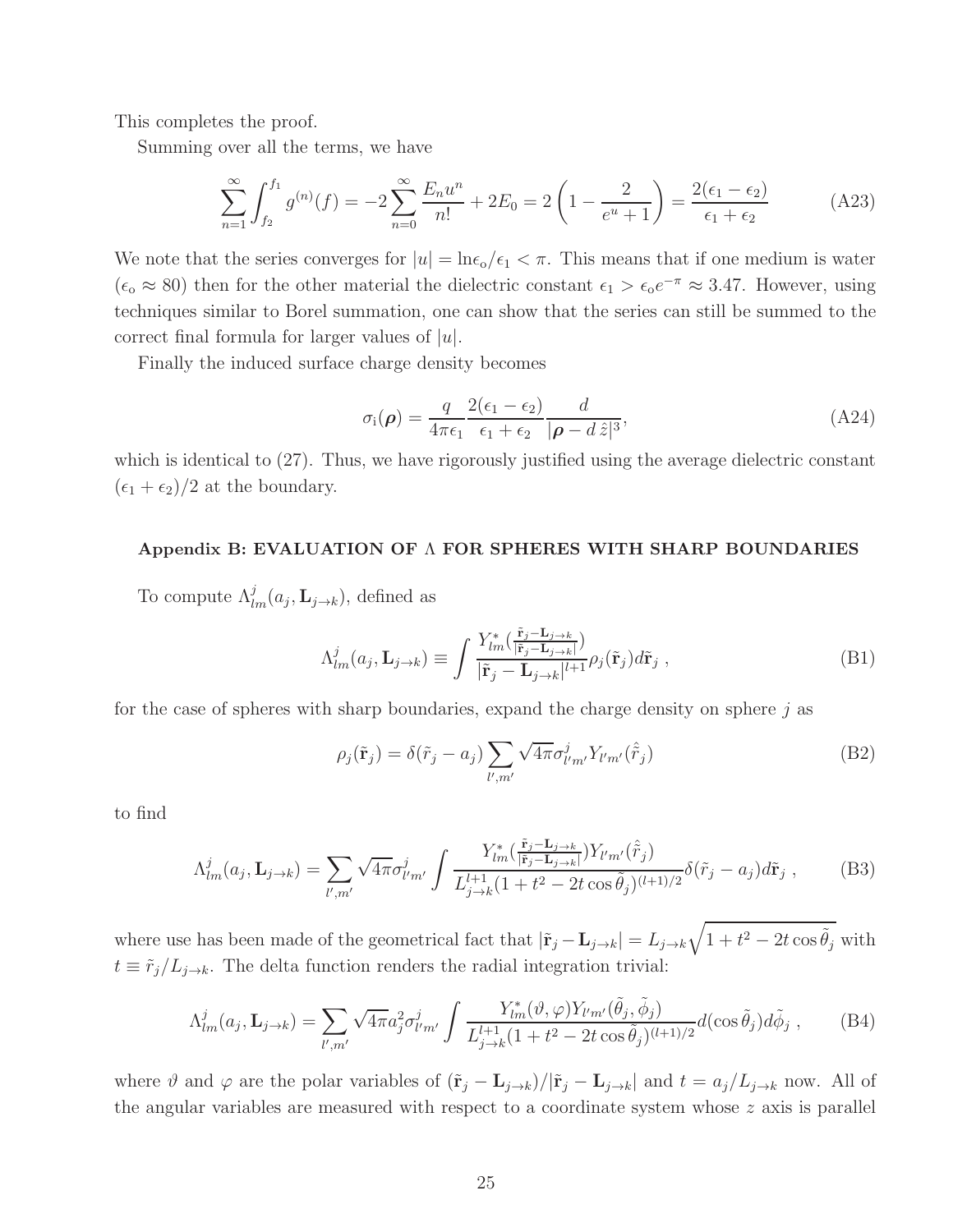This completes the proof.

Summing over all the terms, we have

$$\sum_{n=1}^{\infty} \int_{f_2}^{f_1} g^{(n)}(f) = -2\sum_{n=0}^{\infty} \frac{E_n u^n}{n!} + 2E_0 = 2\left(1 - \frac{2}{e^u + 1}\right) = \frac{2(\epsilon_1 - \epsilon_2)}{\epsilon_1 + \epsilon_2} \tag{A23}$$

We note that the series converges for $|u| = \ln\epsilon_o/\epsilon_1 < \pi$. This means that if one medium is water ($\epsilon_o \approx 80$) then for the other material the dielectric constant $\epsilon_1 > \epsilon_o e^{-\pi} \approx 3.47$. However, using techniques similar to Borel summation, one can show that the series can still be summed to the correct final formula for larger values of $|u|$.

Finally the induced surface charge density becomes

$$\sigma_{\rm i}(\boldsymbol{\rho}) = \frac{q}{4\pi\epsilon_1} \frac{2(\epsilon_1 - \epsilon_2)}{\epsilon_1 + \epsilon_2} \frac{d}{|\boldsymbol{\rho} - d\,\hat{z}|^3}, \tag{A24}$$

which is identical to (27). Thus, we have rigorously justified using the average dielectric constant $(\epsilon_1 + \epsilon_2)/2$ at the boundary.

## Appendix B: EVALUATION OF $\Lambda$ FOR SPHERES WITH SHARP BOUNDARIES

To compute $\Lambda^j_{lm}(a_j, \mathbf{L}_{j\to k})$, defined as

$$\Lambda^j_{lm}(a_j, \mathbf{L}_{j\to k}) \equiv \int \frac{Y^*_{lm}(\frac{\tilde{\mathbf{r}}_j - \mathbf{L}_{j\to k}}{|\tilde{\mathbf{r}}_j - \mathbf{L}_{j\to k}|})}{|\tilde{\mathbf{r}}_j - \mathbf{L}_{j\to k}|^{l+1}} \rho_j(\tilde{\mathbf{r}}_j) d\tilde{\mathbf{r}}_j\;, \tag{B1}$$

for the case of spheres with sharp boundaries, expand the charge density on sphere $j$ as

$$\rho_j(\tilde{\mathbf{r}}_j) = \delta(\tilde{r}_j - a_j) \sum_{l',m'} \sqrt{4\pi} \sigma^j_{l'm'} Y_{l'm'}(\hat{\tilde{r}}_j) \tag{B2}$$

to find

$$\Lambda^j_{lm}(a_j, \mathbf{L}_{j\to k}) = \sum_{l',m'} \sqrt{4\pi} \sigma^j_{l'm'} \int \frac{Y^*_{lm}(\frac{\tilde{\mathbf{r}}_j - \mathbf{L}_{j\to k}}{|\tilde{\mathbf{r}}_j - \mathbf{L}_{j\to k}|}) Y_{l'm'}(\hat{\tilde{r}}_j)}{L^{l+1}_{j\to k}(1 + t^2 - 2t\cos\tilde{\theta}_j)^{(l+1)/2}} \delta(\tilde{r}_j - a_j) d\tilde{\mathbf{r}}_j\;, \tag{B3}$$

where use has been made of the geometrical fact that $|\tilde{\mathbf{r}}_j - \mathbf{L}_{j\to k}| = L_{j\to k}\sqrt{1 + t^2 - 2t\cos\tilde{\theta}_j}$ with $t \equiv \tilde{r}_j / L_{j\to k}$. The delta function renders the radial integration trivial:

$$\Lambda^j_{lm}(a_j, \mathbf{L}_{j\to k}) = \sum_{l',m'} \sqrt{4\pi} a_j^2 \sigma^j_{l'm'} \int \frac{Y^*_{lm}(\vartheta, \varphi) Y_{l'm'}(\tilde{\theta}_j, \tilde{\phi}_j)}{L^{l+1}_{j\to k}(1 + t^2 - 2t\cos\tilde{\theta}_j)^{(l+1)/2}} d(\cos\tilde{\theta}_j) d\tilde{\phi}_j\;, \tag{B4}$$

where $\vartheta$ and $\varphi$ are the polar variables of $(\tilde{\mathbf{r}}_j - \mathbf{L}_{j\to k})/|\tilde{\mathbf{r}}_j - \mathbf{L}_{j\to k}|$ and $t = a_j/L_{j\to k}$ now. All of the angular variables are measured with respect to a coordinate system whose $z$ axis is parallel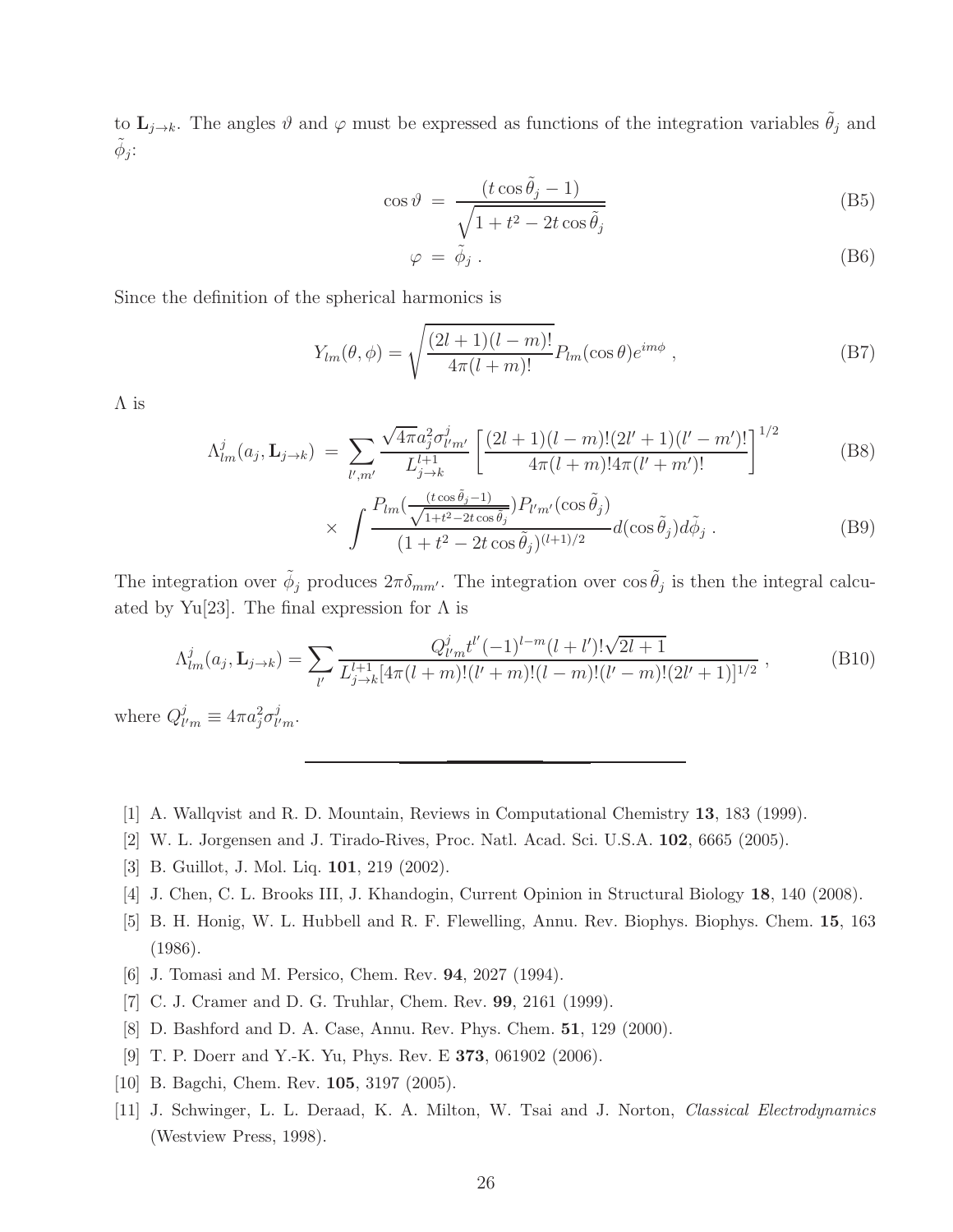to $\mathbf{L}_{j\to k}$. The angles $\vartheta$ and $\varphi$ must be expressed as functions of the integration variables $\tilde{\theta}_j$ and $\tilde{\phi}_j$:

$$
\cos\vartheta = \frac{(t\cos\tilde{\theta}_j - 1)}{\sqrt{1+t^2-2t\cos\tilde{\theta}_j}} \tag{B5}
$$

$$
\varphi = \tilde{\phi}_j \,. \tag{B6}
$$

Since the definition of the spherical harmonics is

$$
Y_{lm}(\theta,\phi) = \sqrt{\frac{(2l+1)(l-m)!}{4\pi(l+m)!}} P_{lm}(\cos\theta)e^{im\phi} \,, \tag{B7}
$$

$\Lambda$ is

$$
\Lambda^j_{lm}(a_j, \mathbf{L}_{j\to k}) = \sum_{l',m'} \frac{\sqrt{4\pi} a_j^2 \sigma^j_{l'm'}}{L^{l+1}_{j\to k}} \left[\frac{(2l+1)(l-m)!(2l'+1)(l'-m')!}{4\pi(l+m)!4\pi(l'+m')!}\right]^{1/2} \tag{B8}
$$

$$
\times \int \frac{P_{lm}(\frac{(t\cos\tilde{\theta}_j-1)}{\sqrt{1+t^2-2t\cos\tilde{\theta}_j}})P_{l'm'}(\cos\tilde{\theta}_j)}{(1+t^2-2t\cos\tilde{\theta}_j)^{(l+1)/2}} d(\cos\tilde{\theta}_j)d\tilde{\phi}_j \,. \tag{B9}
$$

The integration over $\tilde{\phi}_j$ produces $2\pi\delta_{mm'}$. The integration over $\cos\tilde{\theta}_j$ is then the integral calculated by Yu[23]. The final expression for $\Lambda$ is

$$
\Lambda^j_{lm}(a_j, \mathbf{L}_{j\to k}) = \sum_{l'} \frac{Q^j_{l'm} t^{l'} (-1)^{l-m} (l+l')! \sqrt{2l+1}}{L^{l+1}_{j\to k}[4\pi(l+m)!(l'+m)!(l-m)!(l'-m)!(2l'+1)]^{1/2}} \,, \tag{B10}
$$

where $Q^j_{l'm} \equiv 4\pi a_j^2 \sigma^j_{l'm}$.

---

[1] A. Wallqvist and R. D. Mountain, Reviews in Computational Chemistry **13**, 183 (1999).

[2] W. L. Jorgensen and J. Tirado-Rives, Proc. Natl. Acad. Sci. U.S.A. **102**, 6665 (2005).

[3] B. Guillot, J. Mol. Liq. **101**, 219 (2002).

[4] J. Chen, C. L. Brooks III, J. Khandogin, Current Opinion in Structural Biology **18**, 140 (2008).

[5] B. H. Honig, W. L. Hubbell and R. F. Flewelling, Annu. Rev. Biophys. Biophys. Chem. **15**, 163 (1986).

[6] J. Tomasi and M. Persico, Chem. Rev. **94**, 2027 (1994).

[7] C. J. Cramer and D. G. Truhlar, Chem. Rev. **99**, 2161 (1999).

[8] D. Bashford and D. A. Case, Annu. Rev. Phys. Chem. **51**, 129 (2000).

[9] T. P. Doerr and Y.-K. Yu, Phys. Rev. E **373**, 061902 (2006).

[10] B. Bagchi, Chem. Rev. **105**, 3197 (2005).

[11] J. Schwinger, L. L. Deraad, K. A. Milton, W. Tsai and J. Norton, *Classical Electrodynamics* (Westview Press, 1998).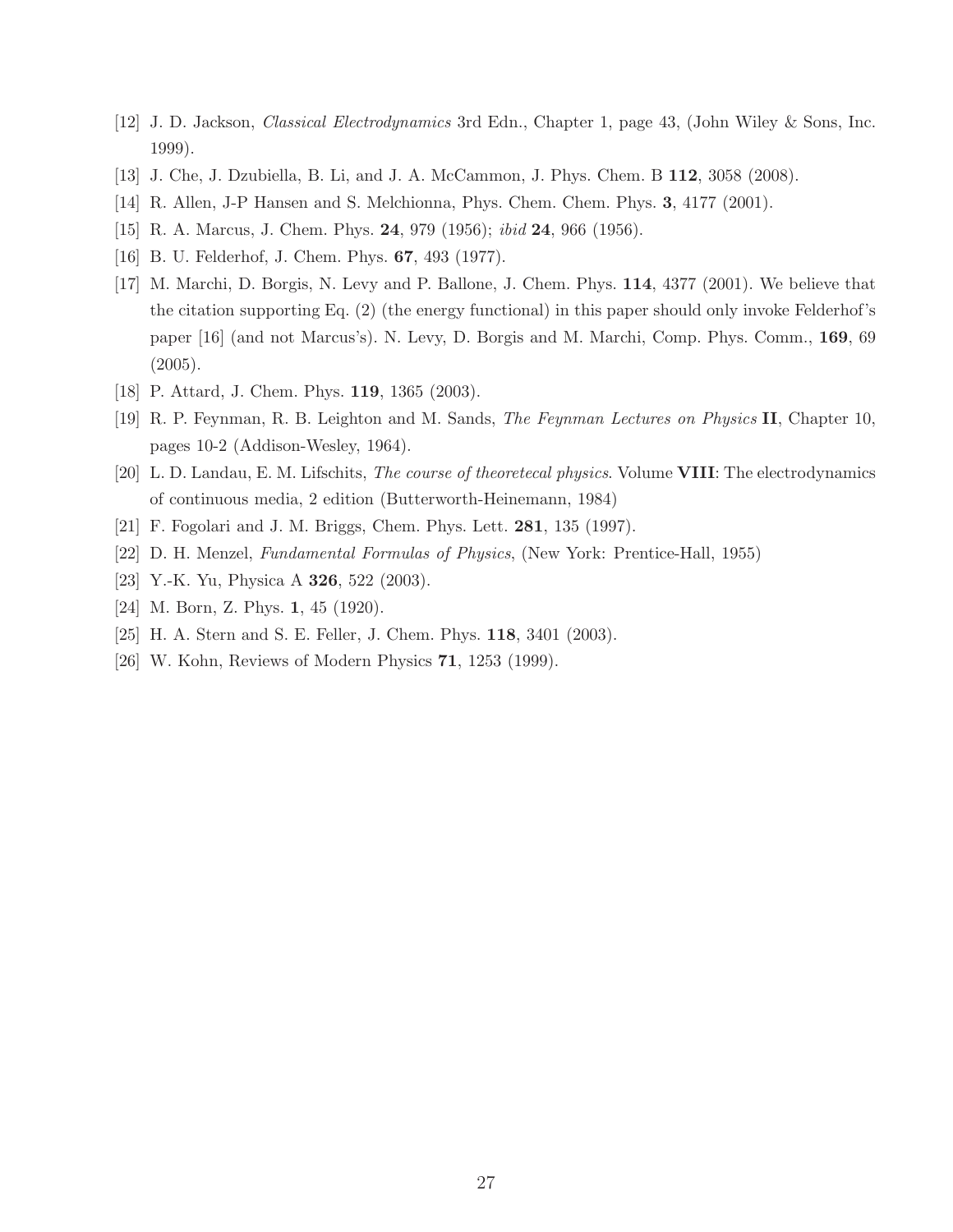[12] J. D. Jackson, *Classical Electrodynamics* 3rd Edn., Chapter 1, page 43, (John Wiley & Sons, Inc. 1999).

[13] J. Che, J. Dzubiella, B. Li, and J. A. McCammon, J. Phys. Chem. B **112**, 3058 (2008).

[14] R. Allen, J-P Hansen and S. Melchionna, Phys. Chem. Chem. Phys. **3**, 4177 (2001).

[15] R. A. Marcus, J. Chem. Phys. **24**, 979 (1956); *ibid* **24**, 966 (1956).

[16] B. U. Felderhof, J. Chem. Phys. **67**, 493 (1977).

[17] M. Marchi, D. Borgis, N. Levy and P. Ballone, J. Chem. Phys. **114**, 4377 (2001). We believe that the citation supporting Eq. (2) (the energy functional) in this paper should only invoke Felderhof's paper [16] (and not Marcus's). N. Levy, D. Borgis and M. Marchi, Comp. Phys. Comm., **169**, 69 (2005).

[18] P. Attard, J. Chem. Phys. **119**, 1365 (2003).

[19] R. P. Feynman, R. B. Leighton and M. Sands, *The Feynman Lectures on Physics* **II**, Chapter 10, pages 10-2 (Addison-Wesley, 1964).

[20] L. D. Landau, E. M. Lifschits, *The course of theoretecal physics*. Volume **VIII**: The electrodynamics of continuous media, 2 edition (Butterworth-Heinemann, 1984)

[21] F. Fogolari and J. M. Briggs, Chem. Phys. Lett. **281**, 135 (1997).

[22] D. H. Menzel, *Fundamental Formulas of Physics*, (New York: Prentice-Hall, 1955)

[23] Y.-K. Yu, Physica A **326**, 522 (2003).

[24] M. Born, Z. Phys. **1**, 45 (1920).

[25] H. A. Stern and S. E. Feller, J. Chem. Phys. **118**, 3401 (2003).

[26] W. Kohn, Reviews of Modern Physics **71**, 1253 (1999).